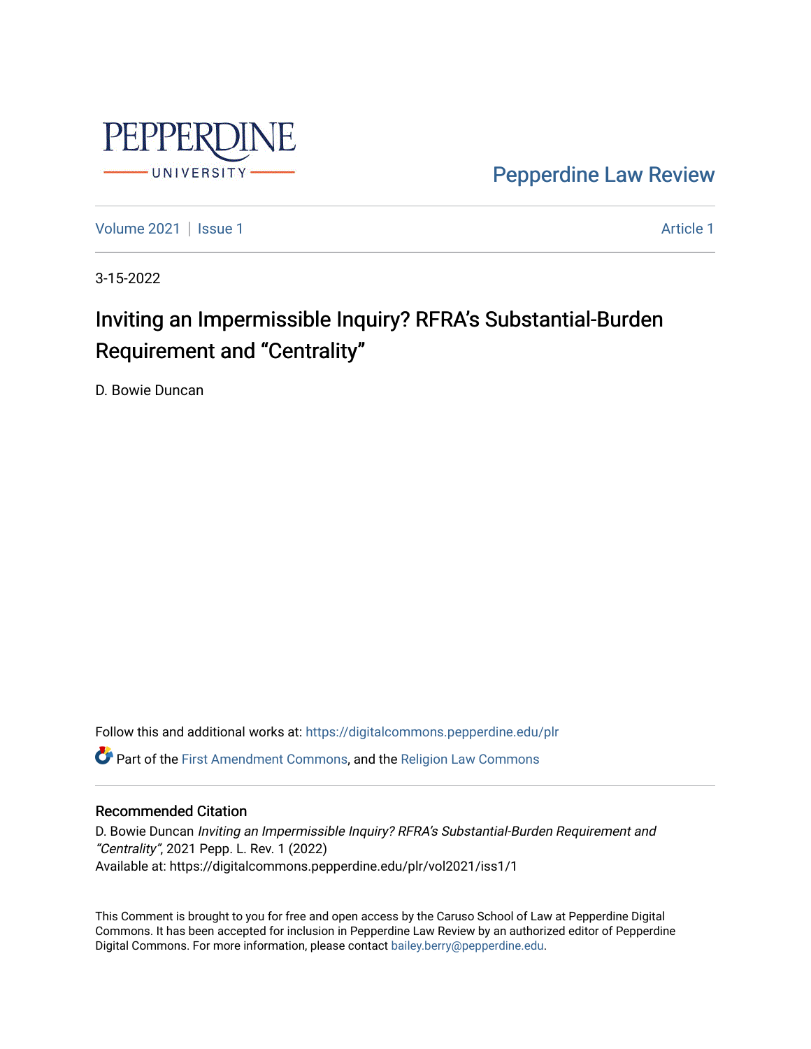Pepperdine Law Review

Volume 2021 | Issue 1 Article 1

3-15-2022

# Inviting an Impermissible Inquiry? RFRA's Substantial-Burden Requirement and "Centrality"

D. Bowie Duncan

Follow this and additional works at: https://digitalcommons.pepperdine.edu/plr

Part of the First Amendment Commons, and the Religion Law Commons

## Recommended Citation

D. Bowie Duncan *Inviting an Impermissible Inquiry? RFRA's Substantial-Burden Requirement and "Centrality"*, 2021 Pepp. L. Rev. 1 (2022)
Available at: https://digitalcommons.pepperdine.edu/plr/vol2021/iss1/1

This Comment is brought to you for free and open access by the Caruso School of Law at Pepperdine Digital Commons. It has been accepted for inclusion in Pepperdine Law Review by an authorized editor of Pepperdine Digital Commons. For more information, please contact bailey.berry@pepperdine.edu.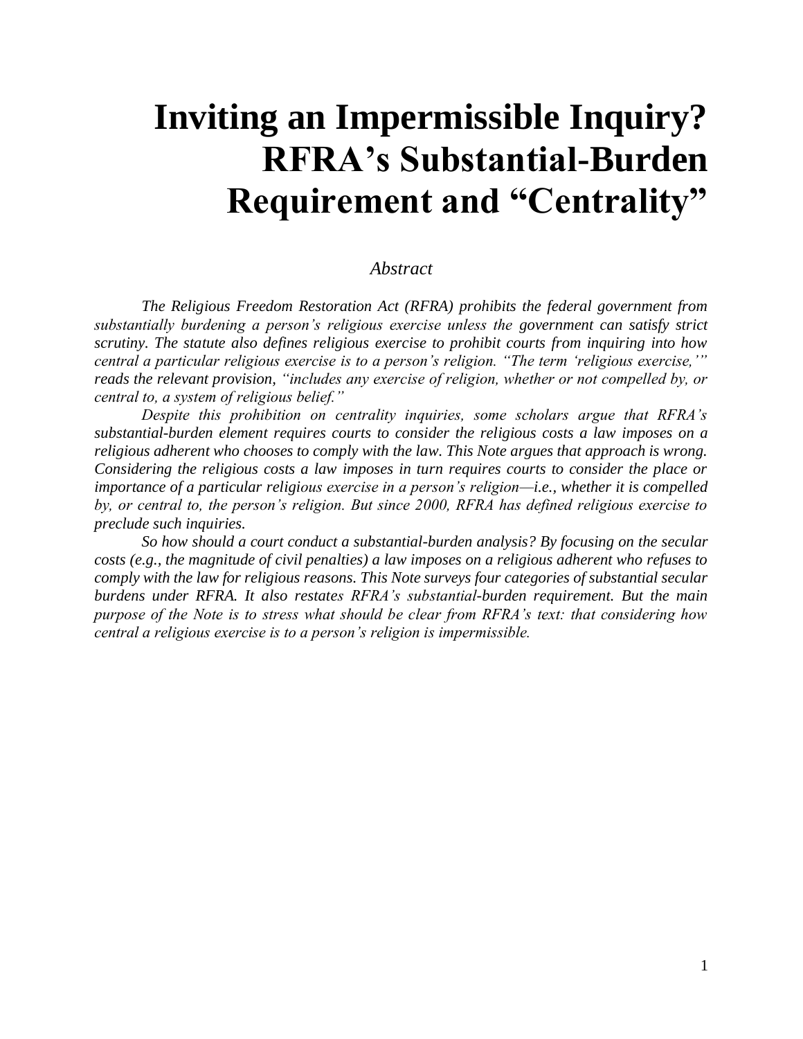# Inviting an Impermissible Inquiry? RFRA's Substantial-Burden Requirement and "Centrality"

*Abstract*

*The Religious Freedom Restoration Act (RFRA) prohibits the federal government from substantially burdening a person's religious exercise unless the government can satisfy strict scrutiny. The statute also defines religious exercise to prohibit courts from inquiring into how central a particular religious exercise is to a person's religion. "The term 'religious exercise,'" reads the relevant provision, "includes any exercise of religion, whether or not compelled by, or central to, a system of religious belief."*

*Despite this prohibition on centrality inquiries, some scholars argue that RFRA's substantial-burden element requires courts to consider the religious costs a law imposes on a religious adherent who chooses to comply with the law. This Note argues that approach is wrong. Considering the religious costs a law imposes in turn requires courts to consider the place or importance of a particular religious exercise in a person's religion—i.e., whether it is compelled by, or central to, the person's religion. But since 2000, RFRA has defined religious exercise to preclude such inquiries.*

*So how should a court conduct a substantial-burden analysis? By focusing on the secular costs (e.g., the magnitude of civil penalties) a law imposes on a religious adherent who refuses to comply with the law for religious reasons. This Note surveys four categories of substantial secular burdens under RFRA. It also restates RFRA's substantial-burden requirement. But the main purpose of the Note is to stress what should be clear from RFRA's text: that considering how central a religious exercise is to a person's religion is impermissible.*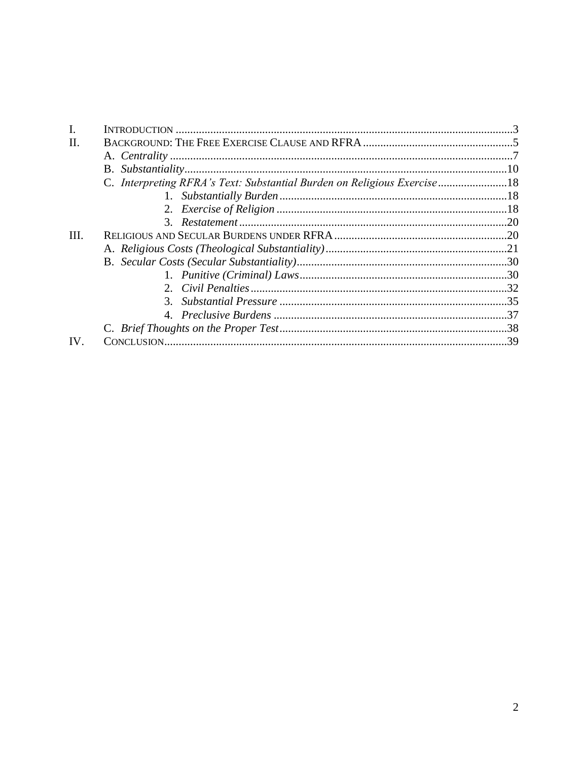I. INTRODUCTION ....................................................................................................................3
II. BACKGROUND: THE FREE EXERCISE CLAUSE AND RFRA ....................................................5
  A. *Centrality* .....................................................................................................................7
  B. *Substantiality*..............................................................................................................10
  C. *Interpreting RFRA's Text: Substantial Burden on Religious Exercise* ........................18
    1. *Substantially Burden* ...............................................................................18
    2. *Exercise of Religion* ................................................................................18
    3. *Restatement* .............................................................................................20
III. RELIGIOUS AND SECULAR BURDENS UNDER RFRA ............................................................20
  A. *Religious Costs (Theological Substantiality)* ...............................................................21
  B. *Secular Costs (Secular Substantiality)* .........................................................................30
    1. *Punitive (Criminal) Laws* ........................................................................30
    2. *Civil Penalties* .........................................................................................32
    3. *Substantial Pressure* ...............................................................................35
    4. *Preclusive Burdens* .................................................................................37
  C. *Brief Thoughts on the Proper Test* ...............................................................................38
IV. CONCLUSION.....................................................................................................................39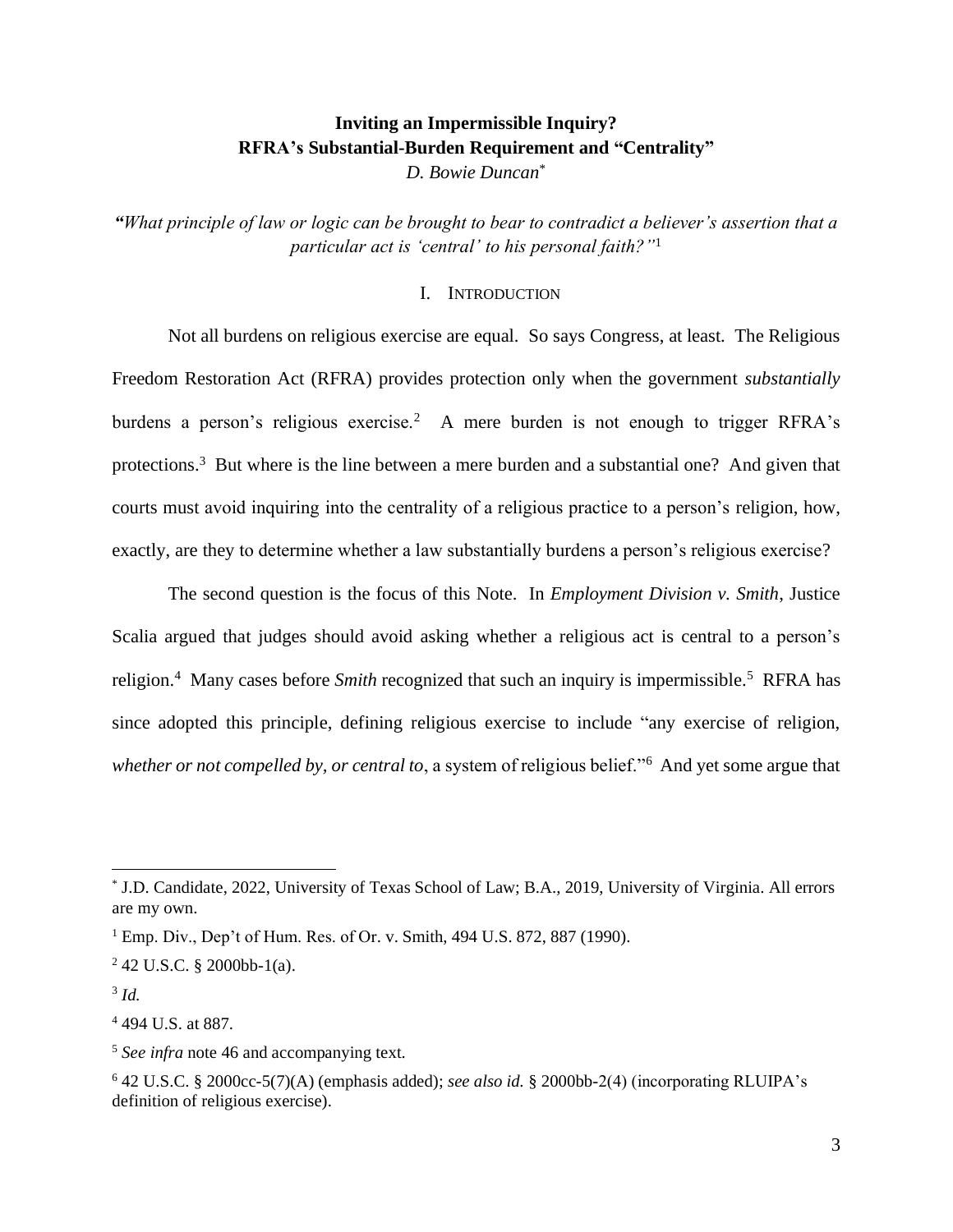# Inviting an Impermissible Inquiry? RFRA's Substantial-Burden Requirement and "Centrality"

*D. Bowie Duncan*[*]

***"****What principle of law or logic can be brought to bear to contradict a believer's assertion that a particular act is 'central' to his personal faith?"*[1]

## I. Introduction

Not all burdens on religious exercise are equal. So says Congress, at least. The Religious Freedom Restoration Act (RFRA) provides protection only when the government *substantially* burdens a person's religious exercise.[2] A mere burden is not enough to trigger RFRA's protections.[3] But where is the line between a mere burden and a substantial one? And given that courts must avoid inquiring into the centrality of a religious practice to a person's religion, how, exactly, are they to determine whether a law substantially burdens a person's religious exercise?

The second question is the focus of this Note. In *Employment Division v. Smith*, Justice Scalia argued that judges should avoid asking whether a religious act is central to a person's religion.[4] Many cases before *Smith* recognized that such an inquiry is impermissible.[5] RFRA has since adopted this principle, defining religious exercise to include "any exercise of religion, *whether or not compelled by, or central to*, a system of religious belief."[6] And yet some argue that

---

[*] J.D. Candidate, 2022, University of Texas School of Law; B.A., 2019, University of Virginia. All errors are my own.

[1] Emp. Div., Dep't of Hum. Res. of Or. v. Smith, 494 U.S. 872, 887 (1990).

[2] 42 U.S.C. § 2000bb-1(a).

[3] *Id.*

[4] 494 U.S. at 887.

[5] *See infra* note 46 and accompanying text.

[6] 42 U.S.C. § 2000cc-5(7)(A) (emphasis added); *see also id.* § 2000bb-2(4) (incorporating RLUIPA's definition of religious exercise).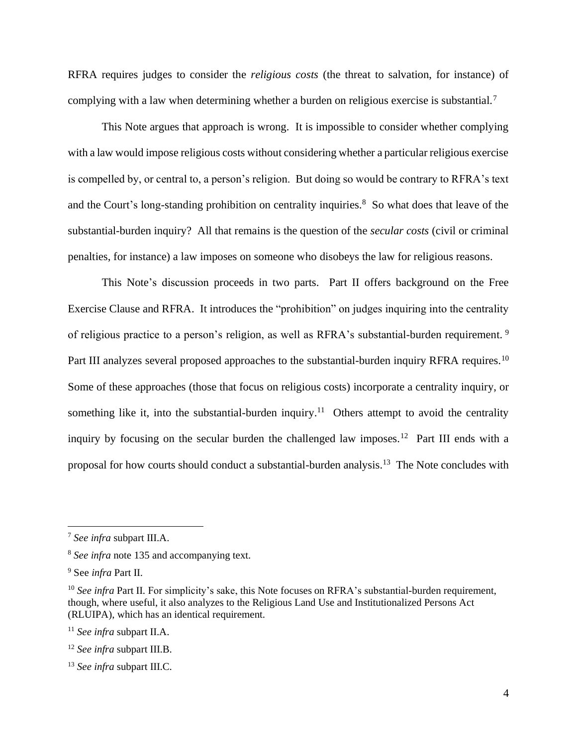RFRA requires judges to consider the *religious costs* (the threat to salvation, for instance) of complying with a law when determining whether a burden on religious exercise is substantial.[7]

This Note argues that approach is wrong. It is impossible to consider whether complying with a law would impose religious costs without considering whether a particular religious exercise is compelled by, or central to, a person's religion. But doing so would be contrary to RFRA's text and the Court's long-standing prohibition on centrality inquiries.[8] So what does that leave of the substantial-burden inquiry? All that remains is the question of the *secular costs* (civil or criminal penalties, for instance) a law imposes on someone who disobeys the law for religious reasons.

This Note's discussion proceeds in two parts. Part II offers background on the Free Exercise Clause and RFRA. It introduces the "prohibition" on judges inquiring into the centrality of religious practice to a person's religion, as well as RFRA's substantial-burden requirement.[9] Part III analyzes several proposed approaches to the substantial-burden inquiry RFRA requires.[10] Some of these approaches (those that focus on religious costs) incorporate a centrality inquiry, or something like it, into the substantial-burden inquiry.[11] Others attempt to avoid the centrality inquiry by focusing on the secular burden the challenged law imposes.[12] Part III ends with a proposal for how courts should conduct a substantial-burden analysis.[13] The Note concludes with

---

[7] *See infra* subpart III.A.

[8] *See infra* note 135 and accompanying text.

[9] See *infra* Part II.

[10] *See infra* Part II. For simplicity's sake, this Note focuses on RFRA's substantial-burden requirement, though, where useful, it also analyzes to the Religious Land Use and Institutionalized Persons Act (RLUIPA), which has an identical requirement.

[11] *See infra* subpart II.A.

[12] *See infra* subpart III.B.

[13] *See infra* subpart III.C.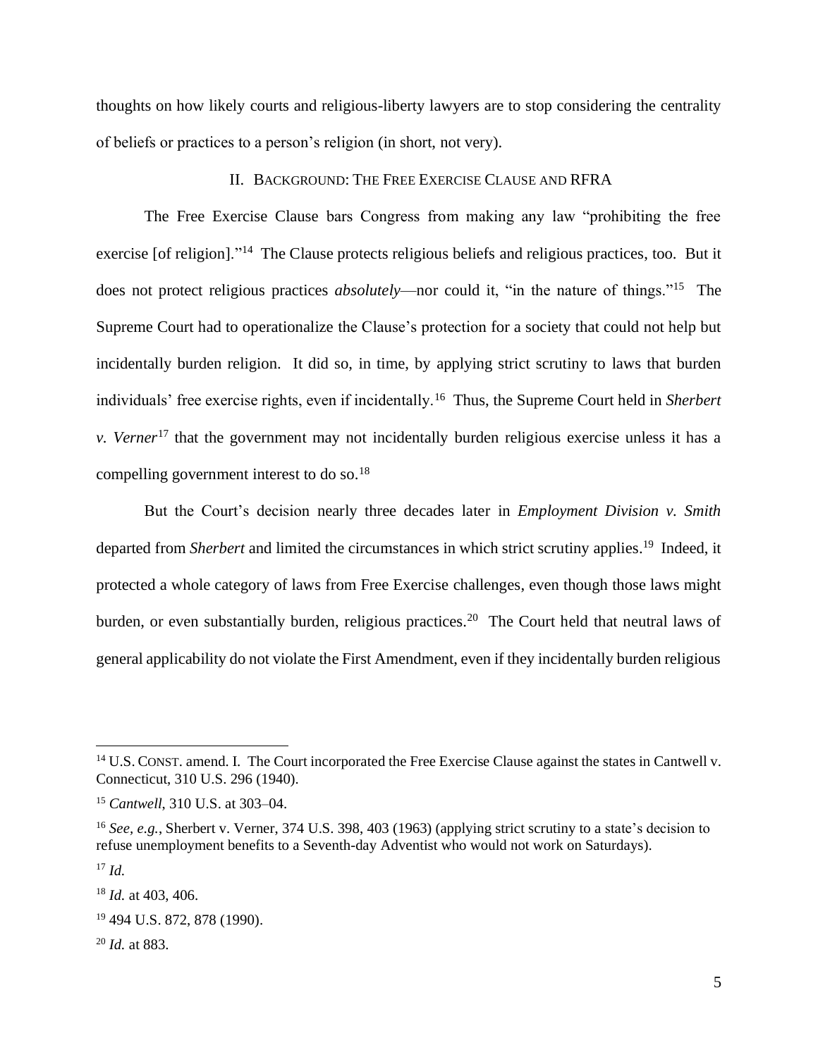thoughts on how likely courts and religious-liberty lawyers are to stop considering the centrality of beliefs or practices to a person's religion (in short, not very).

## II. Background: The Free Exercise Clause and RFRA

The Free Exercise Clause bars Congress from making any law "prohibiting the free exercise [of religion]."[14] The Clause protects religious beliefs and religious practices, too. But it does not protect religious practices *absolutely*—nor could it, "in the nature of things."[15] The Supreme Court had to operationalize the Clause's protection for a society that could not help but incidentally burden religion. It did so, in time, by applying strict scrutiny to laws that burden individuals' free exercise rights, even if incidentally.[16] Thus, the Supreme Court held in *Sherbert v. Verner*[17] that the government may not incidentally burden religious exercise unless it has a compelling government interest to do so.[18]

But the Court's decision nearly three decades later in *Employment Division v. Smith* departed from *Sherbert* and limited the circumstances in which strict scrutiny applies.[19] Indeed, it protected a whole category of laws from Free Exercise challenges, even though those laws might burden, or even substantially burden, religious practices.[20] The Court held that neutral laws of general applicability do not violate the First Amendment, even if they incidentally burden religious

---

[14] U.S. Const. amend. I. The Court incorporated the Free Exercise Clause against the states in Cantwell v. Connecticut, 310 U.S. 296 (1940).

[15] *Cantwell*, 310 U.S. at 303–04.

[16] *See, e.g.*, Sherbert v. Verner, 374 U.S. 398, 403 (1963) (applying strict scrutiny to a state's decision to refuse unemployment benefits to a Seventh-day Adventist who would not work on Saturdays).

[17] *Id.*

[18] *Id.* at 403, 406.

[19] 494 U.S. 872, 878 (1990).

[20] *Id.* at 883.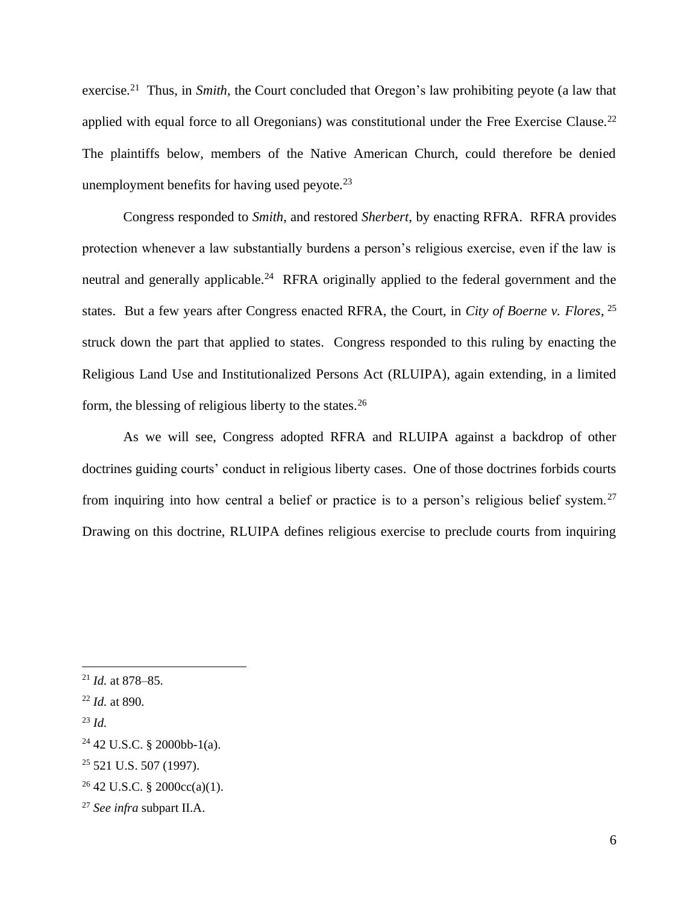exercise.[21] Thus, in *Smith*, the Court concluded that Oregon's law prohibiting peyote (a law that applied with equal force to all Oregonians) was constitutional under the Free Exercise Clause.[22] The plaintiffs below, members of the Native American Church, could therefore be denied unemployment benefits for having used peyote.[23]

Congress responded to *Smith*, and restored *Sherbert*, by enacting RFRA. RFRA provides protection whenever a law substantially burdens a person's religious exercise, even if the law is neutral and generally applicable.[24] RFRA originally applied to the federal government and the states. But a few years after Congress enacted RFRA, the Court, in *City of Boerne v. Flores*, [25] struck down the part that applied to states. Congress responded to this ruling by enacting the Religious Land Use and Institutionalized Persons Act (RLUIPA), again extending, in a limited form, the blessing of religious liberty to the states.[26]

As we will see, Congress adopted RFRA and RLUIPA against a backdrop of other doctrines guiding courts' conduct in religious liberty cases. One of those doctrines forbids courts from inquiring into how central a belief or practice is to a person's religious belief system.[27] Drawing on this doctrine, RLUIPA defines religious exercise to preclude courts from inquiring

---

[21] *Id.* at 878–85.

[22] *Id.* at 890.

[23] *Id.*

[24] 42 U.S.C. § 2000bb-1(a).

[25] 521 U.S. 507 (1997).

[26] 42 U.S.C. § 2000cc(a)(1).

[27] *See infra* subpart II.A.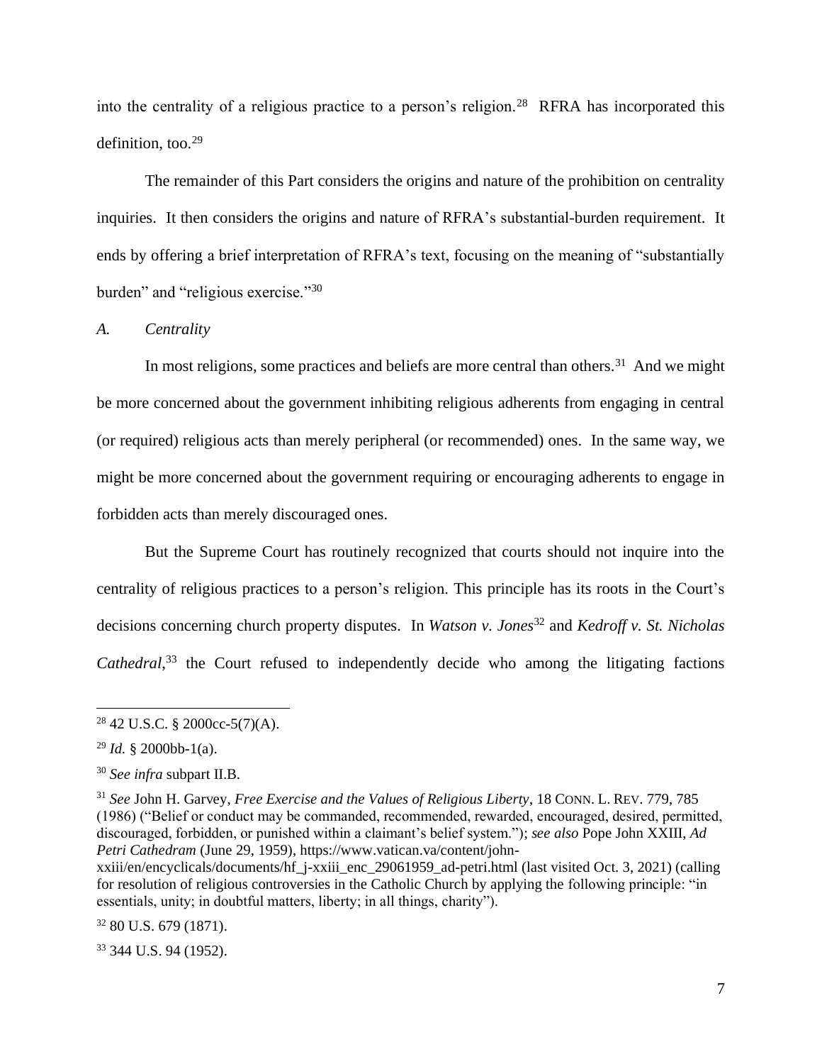into the centrality of a religious practice to a person's religion.[28] RFRA has incorporated this definition, too.[29]

The remainder of this Part considers the origins and nature of the prohibition on centrality inquiries. It then considers the origins and nature of RFRA's substantial-burden requirement. It ends by offering a brief interpretation of RFRA's text, focusing on the meaning of "substantially burden" and "religious exercise."[30]

*A. Centrality*

In most religions, some practices and beliefs are more central than others.[31] And we might be more concerned about the government inhibiting religious adherents from engaging in central (or required) religious acts than merely peripheral (or recommended) ones. In the same way, we might be more concerned about the government requiring or encouraging adherents to engage in forbidden acts than merely discouraged ones.

But the Supreme Court has routinely recognized that courts should not inquire into the centrality of religious practices to a person's religion. This principle has its roots in the Court's decisions concerning church property disputes. In *Watson v. Jones*[32] and *Kedroff v. St. Nicholas Cathedral*,[33] the Court refused to independently decide who among the litigating factions

---

[28] 42 U.S.C. § 2000cc-5(7)(A).

[29] *Id.* § 2000bb-1(a).

[30] *See infra* subpart II.B.

[31] *See* John H. Garvey, *Free Exercise and the Values of Religious Liberty*, 18 CONN. L. REV. 779, 785 (1986) ("Belief or conduct may be commanded, recommended, rewarded, encouraged, desired, permitted, discouraged, forbidden, or punished within a claimant's belief system."); *see also* Pope John XXIII, *Ad Petri Cathedram* (June 29, 1959), https://www.vatican.va/content/john-xxiii/en/encyclicals/documents/hf_j-xxiii_enc_29061959_ad-petri.html (last visited Oct. 3, 2021) (calling for resolution of religious controversies in the Catholic Church by applying the following principle: "in essentials, unity; in doubtful matters, liberty; in all things, charity").

[32] 80 U.S. 679 (1871).

[33] 344 U.S. 94 (1952).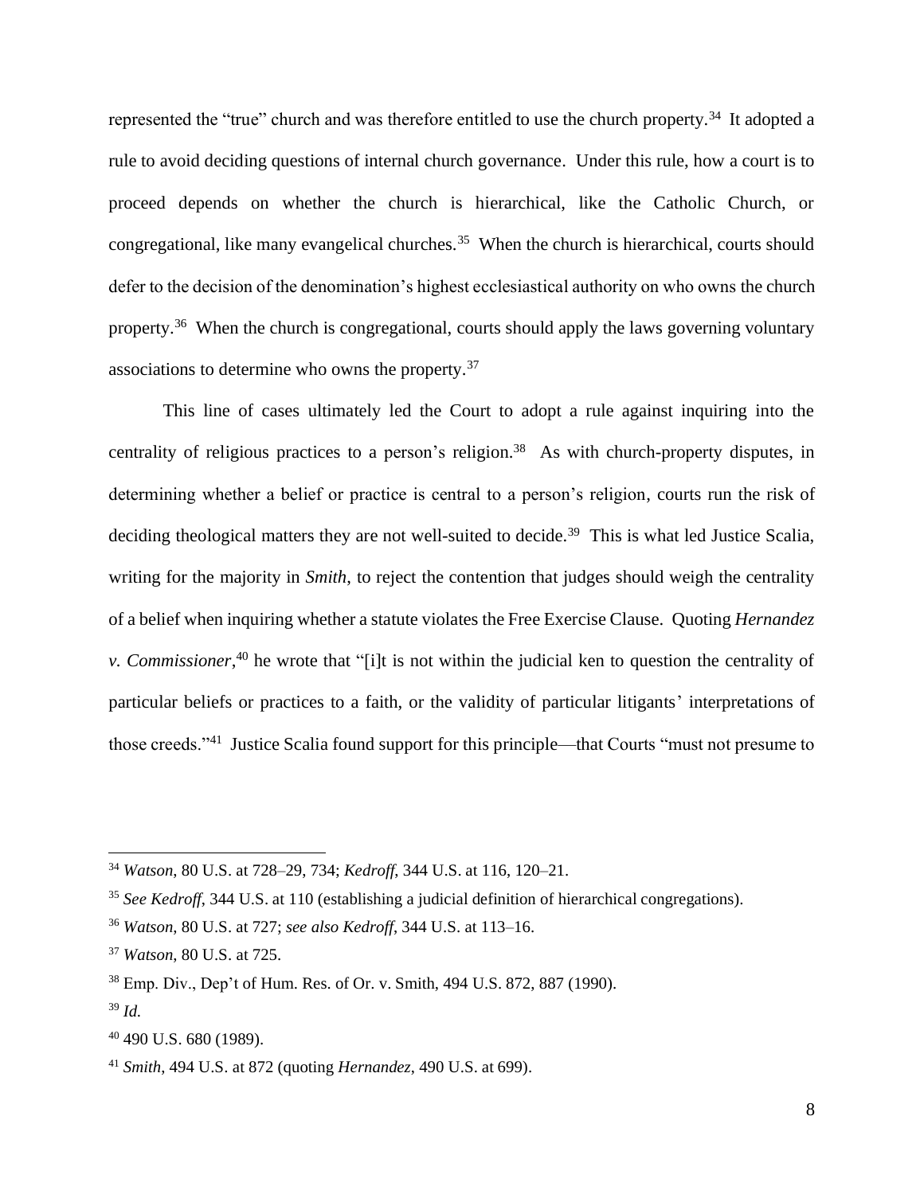represented the "true" church and was therefore entitled to use the church property.[34] It adopted a rule to avoid deciding questions of internal church governance. Under this rule, how a court is to proceed depends on whether the church is hierarchical, like the Catholic Church, or congregational, like many evangelical churches.[35] When the church is hierarchical, courts should defer to the decision of the denomination's highest ecclesiastical authority on who owns the church property.[36] When the church is congregational, courts should apply the laws governing voluntary associations to determine who owns the property.[37]

This line of cases ultimately led the Court to adopt a rule against inquiring into the centrality of religious practices to a person's religion.[38] As with church-property disputes, in determining whether a belief or practice is central to a person's religion, courts run the risk of deciding theological matters they are not well-suited to decide.[39] This is what led Justice Scalia, writing for the majority in *Smith*, to reject the contention that judges should weigh the centrality of a belief when inquiring whether a statute violates the Free Exercise Clause. Quoting *Hernandez v. Commissioner*,[40] he wrote that "[i]t is not within the judicial ken to question the centrality of particular beliefs or practices to a faith, or the validity of particular litigants' interpretations of those creeds."[41] Justice Scalia found support for this principle—that Courts "must not presume to

---

[34] *Watson*, 80 U.S. at 728–29, 734; *Kedroff*, 344 U.S. at 116, 120–21.

[35] *See Kedroff*, 344 U.S. at 110 (establishing a judicial definition of hierarchical congregations).

[36] *Watson*, 80 U.S. at 727; *see also Kedroff*, 344 U.S. at 113–16.

[37] *Watson*, 80 U.S. at 725.

[38] Emp. Div., Dep't of Hum. Res. of Or. v. Smith, 494 U.S. 872, 887 (1990).

[39] *Id.*

[40] 490 U.S. 680 (1989).

[41] *Smith*, 494 U.S. at 872 (quoting *Hernandez*, 490 U.S. at 699).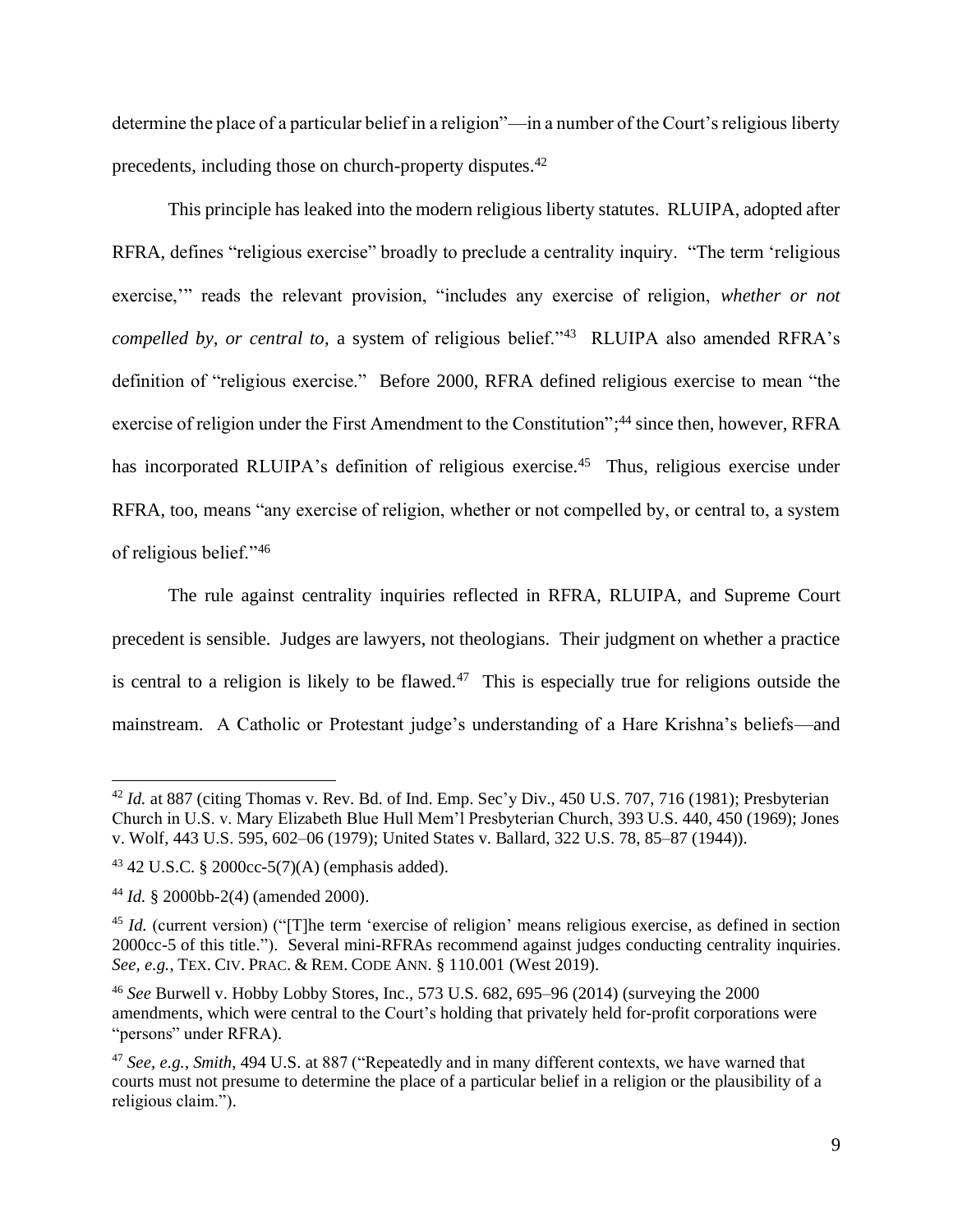determine the place of a particular belief in a religion"—in a number of the Court's religious liberty precedents, including those on church-property disputes.[42]

This principle has leaked into the modern religious liberty statutes. RLUIPA, adopted after RFRA, defines "religious exercise" broadly to preclude a centrality inquiry. "The term 'religious exercise,'" reads the relevant provision, "includes any exercise of religion, *whether or not compelled by, or central to*, a system of religious belief."[43] RLUIPA also amended RFRA's definition of "religious exercise." Before 2000, RFRA defined religious exercise to mean "the exercise of religion under the First Amendment to the Constitution";[44] since then, however, RFRA has incorporated RLUIPA's definition of religious exercise.[45] Thus, religious exercise under RFRA, too, means "any exercise of religion, whether or not compelled by, or central to, a system of religious belief."[46]

The rule against centrality inquiries reflected in RFRA, RLUIPA, and Supreme Court precedent is sensible. Judges are lawyers, not theologians. Their judgment on whether a practice is central to a religion is likely to be flawed.[47] This is especially true for religions outside the mainstream. A Catholic or Protestant judge's understanding of a Hare Krishna's beliefs—and

---

[42] *Id.* at 887 (citing Thomas v. Rev. Bd. of Ind. Emp. Sec'y Div., 450 U.S. 707, 716 (1981); Presbyterian Church in U.S. v. Mary Elizabeth Blue Hull Mem'l Presbyterian Church, 393 U.S. 440, 450 (1969); Jones v. Wolf, 443 U.S. 595, 602–06 (1979); United States v. Ballard, 322 U.S. 78, 85–87 (1944)).

[43] 42 U.S.C. § 2000cc-5(7)(A) (emphasis added).

[44] *Id.* § 2000bb-2(4) (amended 2000).

[45] *Id.* (current version) ("[T]he term 'exercise of religion' means religious exercise, as defined in section 2000cc-5 of this title."). Several mini-RFRAs recommend against judges conducting centrality inquiries. *See, e.g.*, TEX. CIV. PRAC. & REM. CODE ANN. § 110.001 (West 2019).

[46] *See* Burwell v. Hobby Lobby Stores, Inc., 573 U.S. 682, 695–96 (2014) (surveying the 2000 amendments, which were central to the Court's holding that privately held for-profit corporations were "persons" under RFRA).

[47] *See, e.g.*, *Smith*, 494 U.S. at 887 ("Repeatedly and in many different contexts, we have warned that courts must not presume to determine the place of a particular belief in a religion or the plausibility of a religious claim.").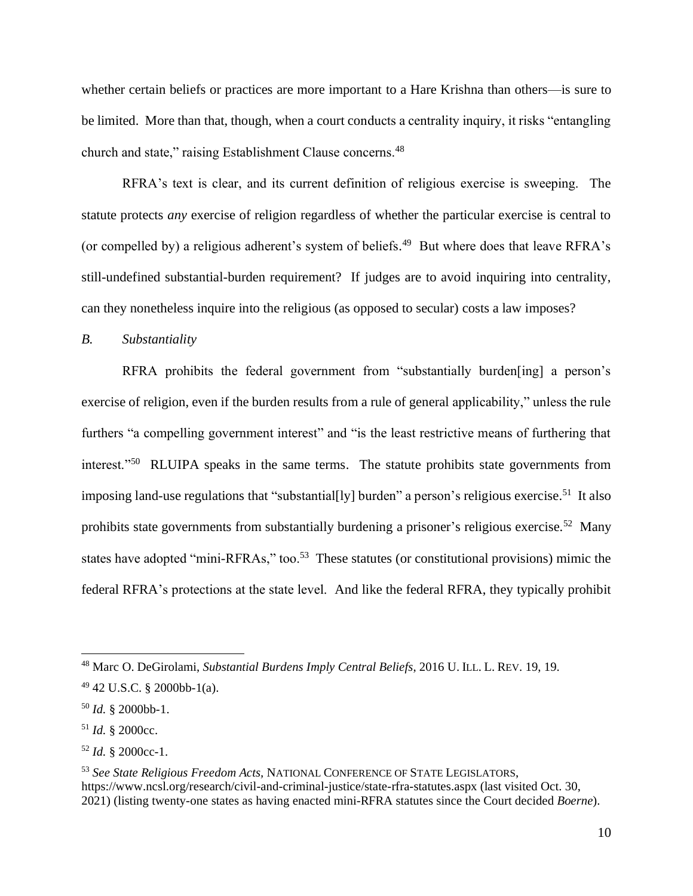whether certain beliefs or practices are more important to a Hare Krishna than others—is sure to be limited. More than that, though, when a court conducts a centrality inquiry, it risks "entangling church and state," raising Establishment Clause concerns.[48]

RFRA's text is clear, and its current definition of religious exercise is sweeping. The statute protects *any* exercise of religion regardless of whether the particular exercise is central to (or compelled by) a religious adherent's system of beliefs.[49] But where does that leave RFRA's still-undefined substantial-burden requirement? If judges are to avoid inquiring into centrality, can they nonetheless inquire into the religious (as opposed to secular) costs a law imposes?

### *B. Substantiality*

RFRA prohibits the federal government from "substantially burden[ing] a person's exercise of religion, even if the burden results from a rule of general applicability," unless the rule furthers "a compelling government interest" and "is the least restrictive means of furthering that interest."[50] RLUIPA speaks in the same terms. The statute prohibits state governments from imposing land-use regulations that "substantial[ly] burden" a person's religious exercise.[51] It also prohibits state governments from substantially burdening a prisoner's religious exercise.[52] Many states have adopted "mini-RFRAs," too.[53] These statutes (or constitutional provisions) mimic the federal RFRA's protections at the state level. And like the federal RFRA, they typically prohibit

---

[48] Marc O. DeGirolami, *Substantial Burdens Imply Central Beliefs*, 2016 U. ILL. L. REV. 19, 19.

[49] 42 U.S.C. § 2000bb-1(a).

[50] *Id.* § 2000bb-1.

[51] *Id.* § 2000cc.

[52] *Id.* § 2000cc-1.

[53] *See State Religious Freedom Acts*, NATIONAL CONFERENCE OF STATE LEGISLATORS, https://www.ncsl.org/research/civil-and-criminal-justice/state-rfra-statutes.aspx (last visited Oct. 30, 2021) (listing twenty-one states as having enacted mini-RFRA statutes since the Court decided *Boerne*).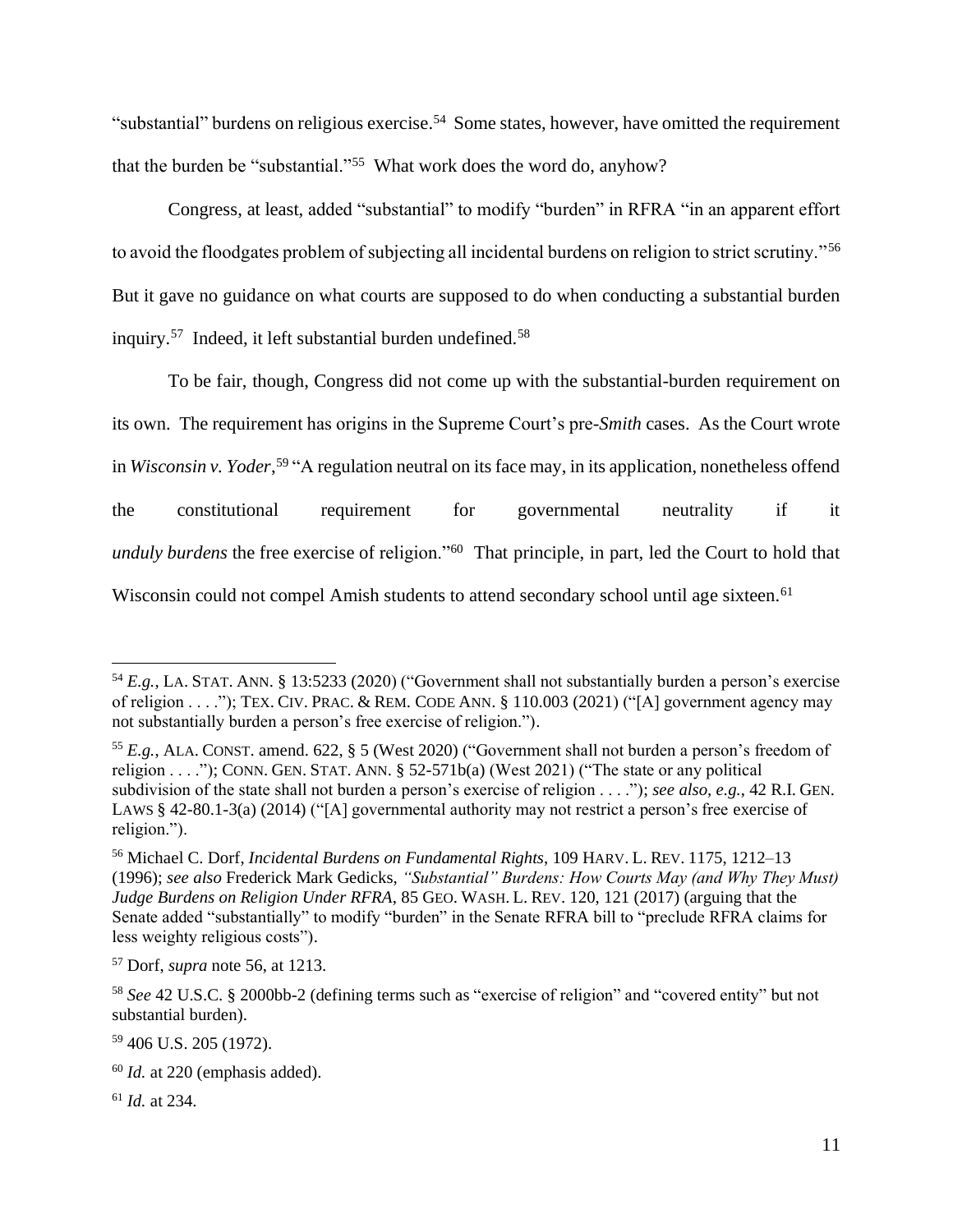"substantial" burdens on religious exercise.[54] Some states, however, have omitted the requirement that the burden be "substantial."[55] What work does the word do, anyhow?

Congress, at least, added "substantial" to modify "burden" in RFRA "in an apparent effort to avoid the floodgates problem of subjecting all incidental burdens on religion to strict scrutiny."[56] But it gave no guidance on what courts are supposed to do when conducting a substantial burden inquiry.[57] Indeed, it left substantial burden undefined.[58]

To be fair, though, Congress did not come up with the substantial-burden requirement on its own. The requirement has origins in the Supreme Court's pre-*Smith* cases. As the Court wrote in *Wisconsin v. Yoder*,[59] "A regulation neutral on its face may, in its application, nonetheless offend the constitutional requirement for governmental neutrality if it *unduly burdens* the free exercise of religion."[60] That principle, in part, led the Court to hold that Wisconsin could not compel Amish students to attend secondary school until age sixteen.[61]

---

[54] *E.g.*, LA. STAT. ANN. § 13:5233 (2020) ("Government shall not substantially burden a person's exercise of religion . . . ."); TEX. CIV. PRAC. & REM. CODE ANN. § 110.003 (2021) ("[A] government agency may not substantially burden a person's free exercise of religion.").

[55] *E.g.*, ALA. CONST. amend. 622, § 5 (West 2020) ("Government shall not burden a person's freedom of religion . . . ."); CONN. GEN. STAT. ANN. § 52-571b(a) (West 2021) ("The state or any political subdivision of the state shall not burden a person's exercise of religion . . . ."); *see also, e.g.*, 42 R.I. GEN. LAWS § 42-80.1-3(a) (2014) ("[A] governmental authority may not restrict a person's free exercise of religion.").

[56] Michael C. Dorf, *Incidental Burdens on Fundamental Rights*, 109 HARV. L. REV. 1175, 1212–13 (1996); *see also* Frederick Mark Gedicks, *"Substantial" Burdens: How Courts May (and Why They Must) Judge Burdens on Religion Under RFRA*, 85 GEO. WASH. L. REV. 120, 121 (2017) (arguing that the Senate added "substantially" to modify "burden" in the Senate RFRA bill to "preclude RFRA claims for less weighty religious costs").

[57] Dorf, *supra* note 56, at 1213.

[58] *See* 42 U.S.C. § 2000bb-2 (defining terms such as "exercise of religion" and "covered entity" but not substantial burden).

[59] 406 U.S. 205 (1972).

[60] *Id.* at 220 (emphasis added).

[61] *Id.* at 234.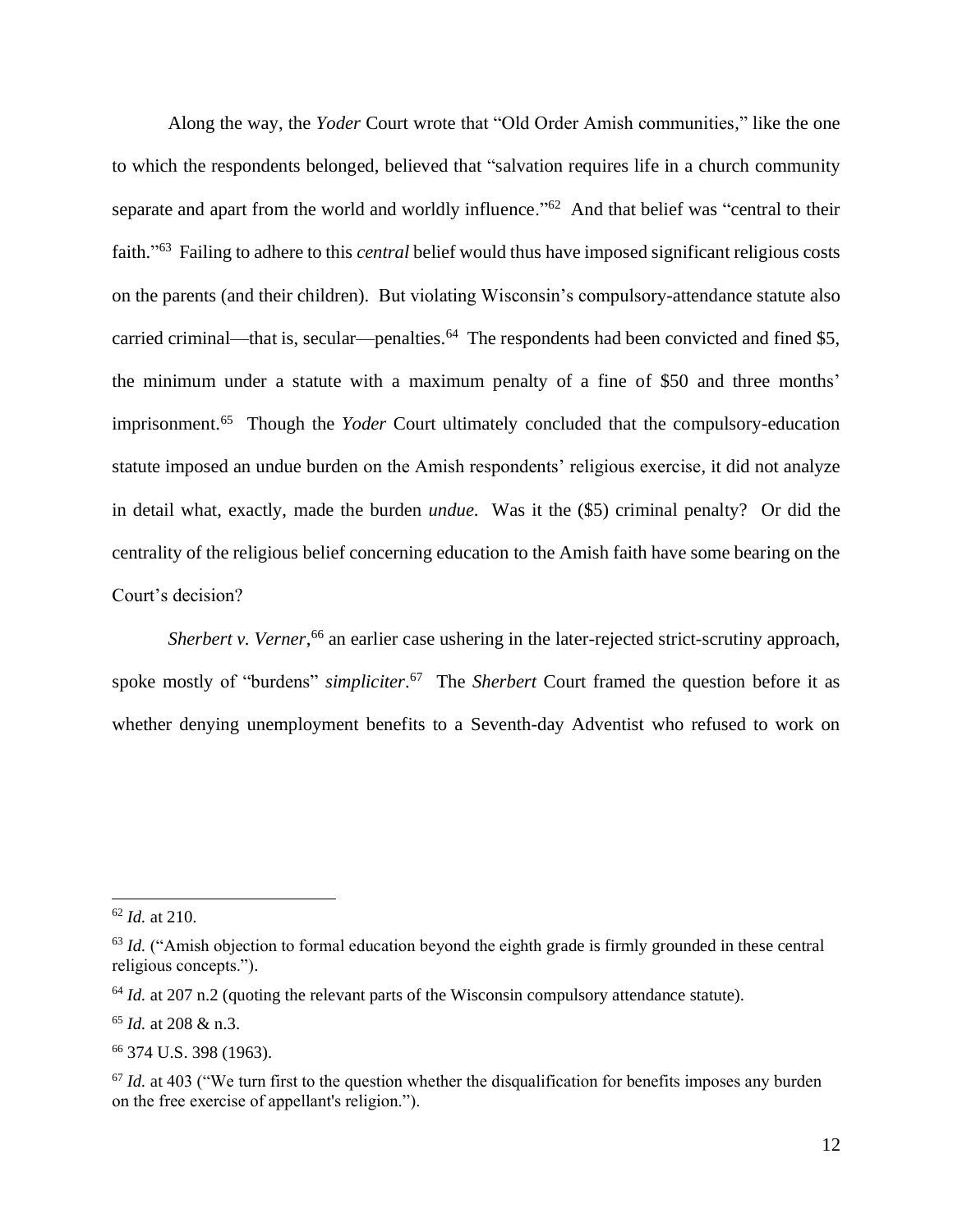Along the way, the *Yoder* Court wrote that "Old Order Amish communities," like the one to which the respondents belonged, believed that "salvation requires life in a church community separate and apart from the world and worldly influence."[62] And that belief was "central to their faith."[63] Failing to adhere to this *central* belief would thus have imposed significant religious costs on the parents (and their children). But violating Wisconsin's compulsory-attendance statute also carried criminal—that is, secular—penalties.[64] The respondents had been convicted and fined $5, the minimum under a statute with a maximum penalty of a fine of $50 and three months' imprisonment.[65] Though the *Yoder* Court ultimately concluded that the compulsory-education statute imposed an undue burden on the Amish respondents' religious exercise, it did not analyze in detail what, exactly, made the burden *undue*. Was it the ($5) criminal penalty? Or did the centrality of the religious belief concerning education to the Amish faith have some bearing on the Court's decision?

*Sherbert v. Verner*,[66] an earlier case ushering in the later-rejected strict-scrutiny approach, spoke mostly of "burdens" *simpliciter*.[67] The *Sherbert* Court framed the question before it as whether denying unemployment benefits to a Seventh-day Adventist who refused to work on

---

[62] *Id.* at 210.

[63] *Id.* ("Amish objection to formal education beyond the eighth grade is firmly grounded in these central religious concepts.").

[64] *Id.* at 207 n.2 (quoting the relevant parts of the Wisconsin compulsory attendance statute).

[65] *Id.* at 208 & n.3.

[66] 374 U.S. 398 (1963).

[67] *Id.* at 403 ("We turn first to the question whether the disqualification for benefits imposes any burden on the free exercise of appellant's religion.").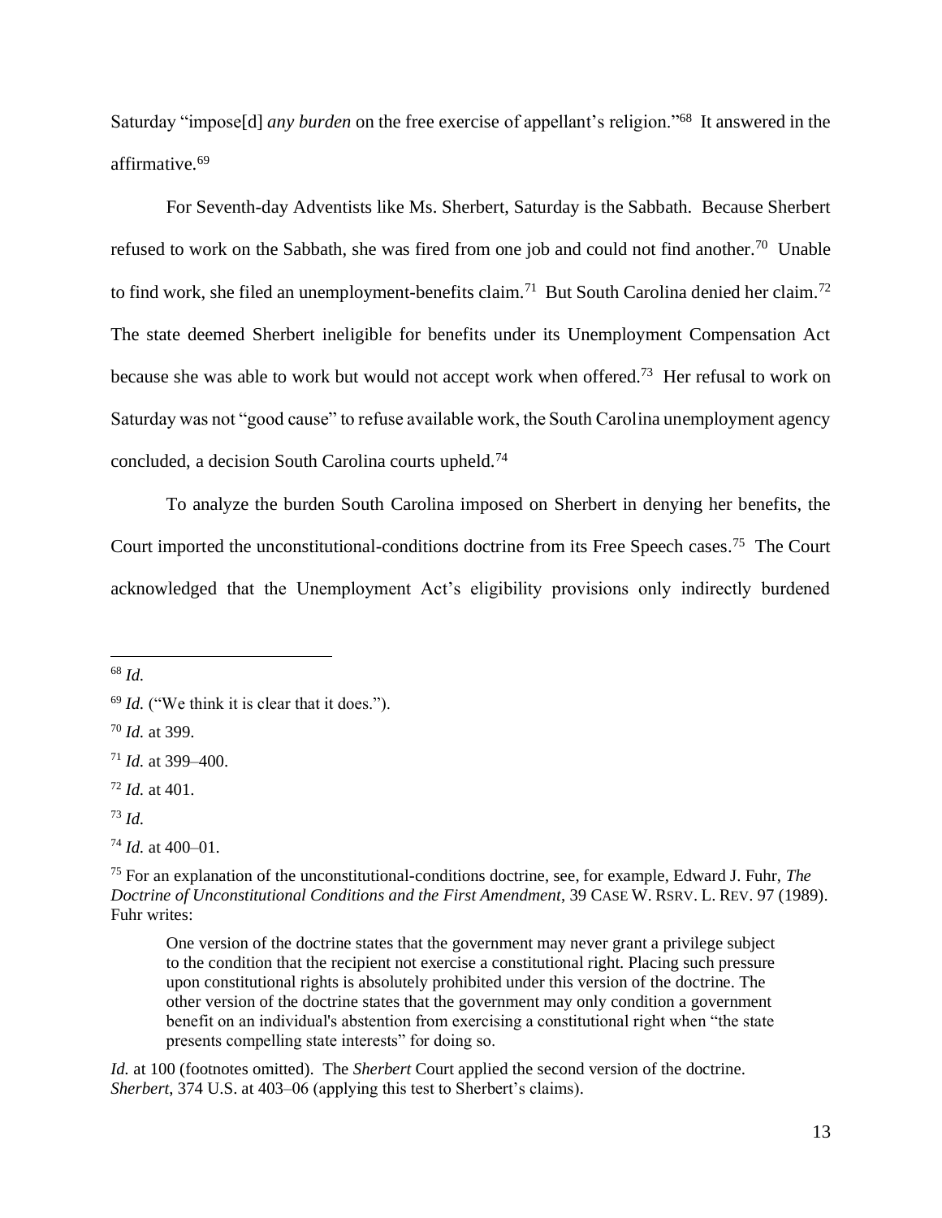Saturday "impose[d] *any burden* on the free exercise of appellant's religion."[68] It answered in the affirmative.[69]

For Seventh-day Adventists like Ms. Sherbert, Saturday is the Sabbath. Because Sherbert refused to work on the Sabbath, she was fired from one job and could not find another.[70] Unable to find work, she filed an unemployment-benefits claim.[71] But South Carolina denied her claim.[72] The state deemed Sherbert ineligible for benefits under its Unemployment Compensation Act because she was able to work but would not accept work when offered.[73] Her refusal to work on Saturday was not "good cause" to refuse available work, the South Carolina unemployment agency concluded, a decision South Carolina courts upheld.[74]

To analyze the burden South Carolina imposed on Sherbert in denying her benefits, the Court imported the unconstitutional-conditions doctrine from its Free Speech cases.[75] The Court acknowledged that the Unemployment Act's eligibility provisions only indirectly burdened

---

[68] *Id.*

[69] *Id.* ("We think it is clear that it does.").

[70] *Id.* at 399.

[71] *Id.* at 399–400.

[72] *Id.* at 401.

[73] *Id.*

[74] *Id.* at 400–01.

[75] For an explanation of the unconstitutional-conditions doctrine, see, for example, Edward J. Fuhr, *The Doctrine of Unconstitutional Conditions and the First Amendment*, 39 CASE W. RSRV. L. REV. 97 (1989). Fuhr writes:

> One version of the doctrine states that the government may never grant a privilege subject to the condition that the recipient not exercise a constitutional right. Placing such pressure upon constitutional rights is absolutely prohibited under this version of the doctrine. The other version of the doctrine states that the government may only condition a government benefit on an individual's abstention from exercising a constitutional right when "the state presents compelling state interests" for doing so.

*Id.* at 100 (footnotes omitted). The *Sherbert* Court applied the second version of the doctrine. *Sherbert*, 374 U.S. at 403–06 (applying this test to Sherbert's claims).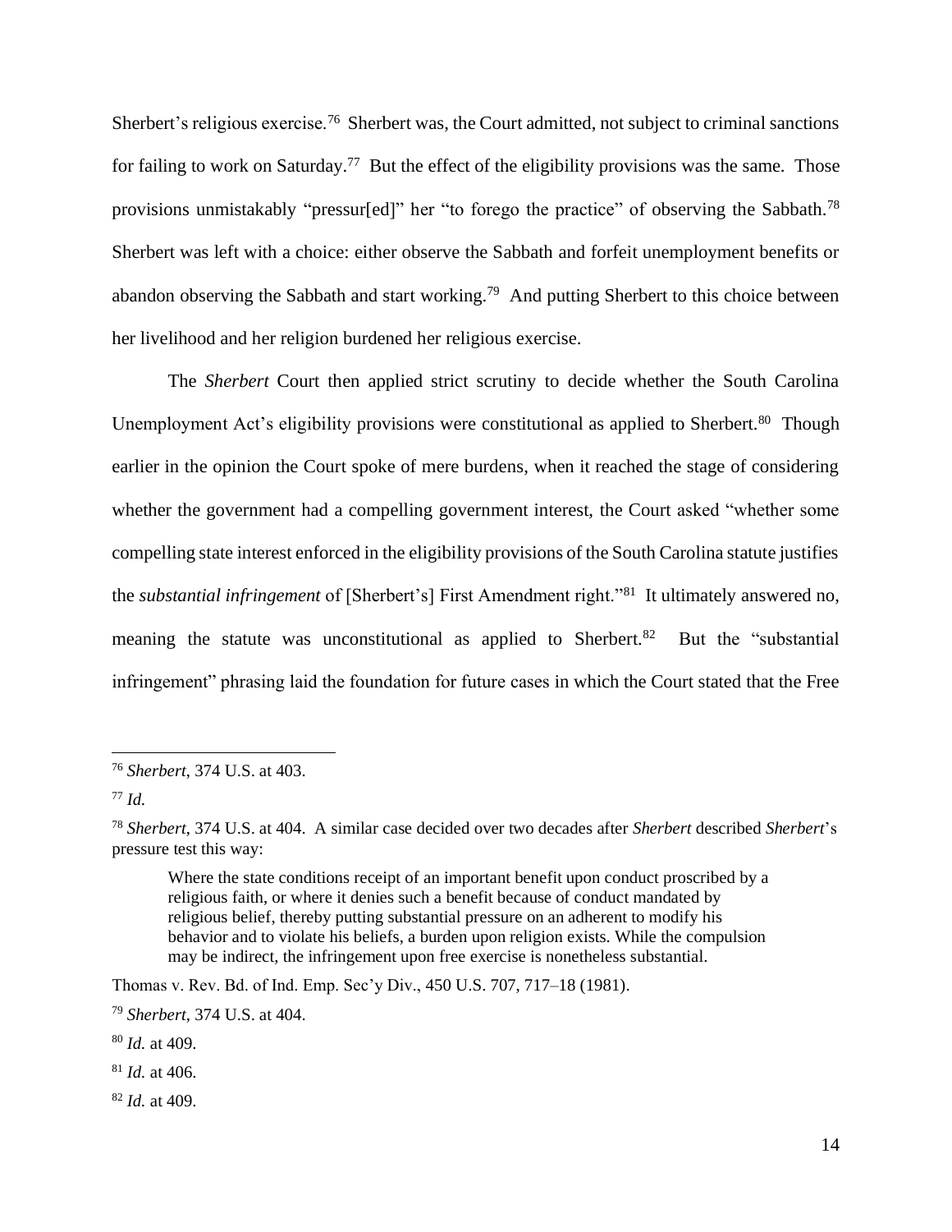Sherbert's religious exercise.[76] Sherbert was, the Court admitted, not subject to criminal sanctions for failing to work on Saturday.[77] But the effect of the eligibility provisions was the same. Those provisions unmistakably "pressur[ed]" her "to forego the practice" of observing the Sabbath.[78] Sherbert was left with a choice: either observe the Sabbath and forfeit unemployment benefits or abandon observing the Sabbath and start working.[79] And putting Sherbert to this choice between her livelihood and her religion burdened her religious exercise.

The *Sherbert* Court then applied strict scrutiny to decide whether the South Carolina Unemployment Act's eligibility provisions were constitutional as applied to Sherbert.[80] Though earlier in the opinion the Court spoke of mere burdens, when it reached the stage of considering whether the government had a compelling government interest, the Court asked "whether some compelling state interest enforced in the eligibility provisions of the South Carolina statute justifies the *substantial infringement* of [Sherbert's] First Amendment right."[81] It ultimately answered no, meaning the statute was unconstitutional as applied to Sherbert.[82] But the "substantial infringement" phrasing laid the foundation for future cases in which the Court stated that the Free

---

[76] *Sherbert*, 374 U.S. at 403.

[77] *Id.*

[78] *Sherbert*, 374 U.S. at 404. A similar case decided over two decades after *Sherbert* described *Sherbert*'s pressure test this way:

> Where the state conditions receipt of an important benefit upon conduct proscribed by a religious faith, or where it denies such a benefit because of conduct mandated by religious belief, thereby putting substantial pressure on an adherent to modify his behavior and to violate his beliefs, a burden upon religion exists. While the compulsion may be indirect, the infringement upon free exercise is nonetheless substantial.

Thomas v. Rev. Bd. of Ind. Emp. Sec'y Div., 450 U.S. 707, 717–18 (1981).

[79] *Sherbert*, 374 U.S. at 404.

[80] *Id.* at 409.

[81] *Id.* at 406.

[82] *Id.* at 409.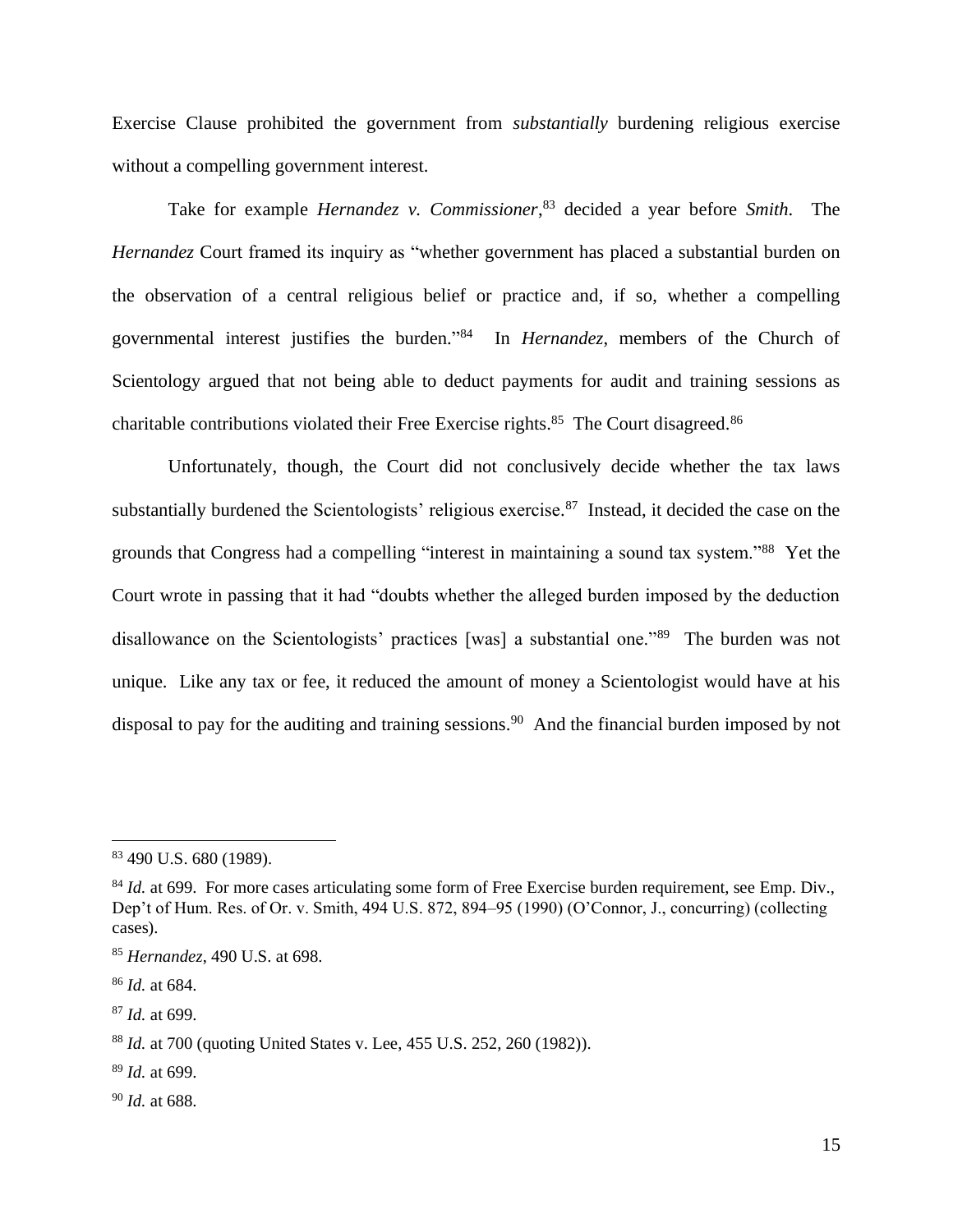Exercise Clause prohibited the government from *substantially* burdening religious exercise without a compelling government interest.

Take for example *Hernandez v. Commissioner*,[83] decided a year before *Smith*. The *Hernandez* Court framed its inquiry as "whether government has placed a substantial burden on the observation of a central religious belief or practice and, if so, whether a compelling governmental interest justifies the burden."[84] In *Hernandez*, members of the Church of Scientology argued that not being able to deduct payments for audit and training sessions as charitable contributions violated their Free Exercise rights.[85] The Court disagreed.[86]

Unfortunately, though, the Court did not conclusively decide whether the tax laws substantially burdened the Scientologists' religious exercise.[87] Instead, it decided the case on the grounds that Congress had a compelling "interest in maintaining a sound tax system."[88] Yet the Court wrote in passing that it had "doubts whether the alleged burden imposed by the deduction disallowance on the Scientologists' practices [was] a substantial one."[89] The burden was not unique. Like any tax or fee, it reduced the amount of money a Scientologist would have at his disposal to pay for the auditing and training sessions.[90] And the financial burden imposed by not

---

[83] 490 U.S. 680 (1989).

[84] *Id.* at 699. For more cases articulating some form of Free Exercise burden requirement, see Emp. Div., Dep't of Hum. Res. of Or. v. Smith, 494 U.S. 872, 894–95 (1990) (O'Connor, J., concurring) (collecting cases).

[85] *Hernandez*, 490 U.S. at 698.

[86] *Id.* at 684.

[87] *Id.* at 699.

[88] *Id.* at 700 (quoting United States v. Lee, 455 U.S. 252, 260 (1982)).

[89] *Id.* at 699.

[90] *Id.* at 688.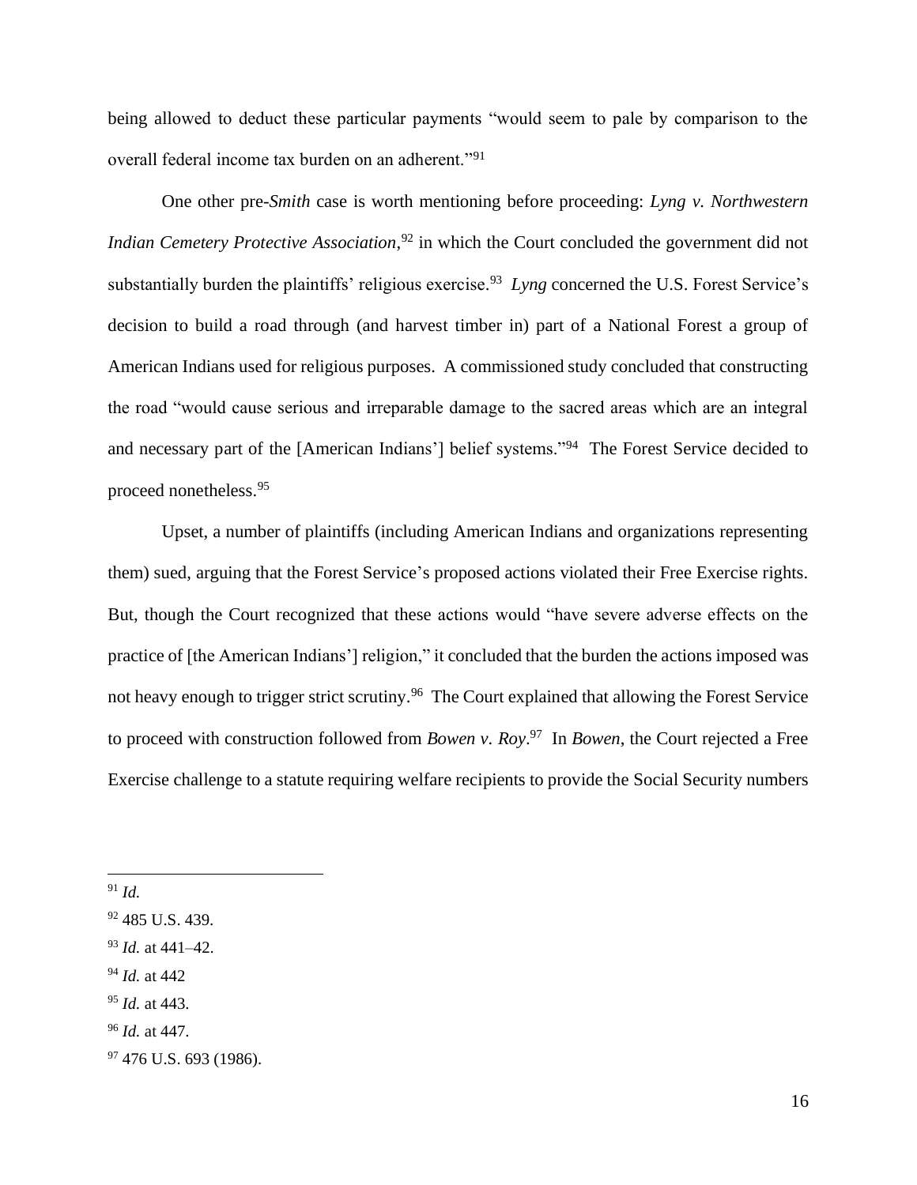being allowed to deduct these particular payments "would seem to pale by comparison to the overall federal income tax burden on an adherent."[91]

One other pre-*Smith* case is worth mentioning before proceeding: *Lyng v. Northwestern Indian Cemetery Protective Association*,[92] in which the Court concluded the government did not substantially burden the plaintiffs' religious exercise.[93] *Lyng* concerned the U.S. Forest Service's decision to build a road through (and harvest timber in) part of a National Forest a group of American Indians used for religious purposes. A commissioned study concluded that constructing the road "would cause serious and irreparable damage to the sacred areas which are an integral and necessary part of the [American Indians'] belief systems."[94] The Forest Service decided to proceed nonetheless.[95]

Upset, a number of plaintiffs (including American Indians and organizations representing them) sued, arguing that the Forest Service's proposed actions violated their Free Exercise rights. But, though the Court recognized that these actions would "have severe adverse effects on the practice of [the American Indians'] religion," it concluded that the burden the actions imposed was not heavy enough to trigger strict scrutiny.[96] The Court explained that allowing the Forest Service to proceed with construction followed from *Bowen v. Roy*.[97] In *Bowen*, the Court rejected a Free Exercise challenge to a statute requiring welfare recipients to provide the Social Security numbers

---

[91] *Id.*

[92] 485 U.S. 439.

[93] *Id.* at 441–42.

[94] *Id.* at 442

[95] *Id.* at 443.

[96] *Id.* at 447.

[97] 476 U.S. 693 (1986).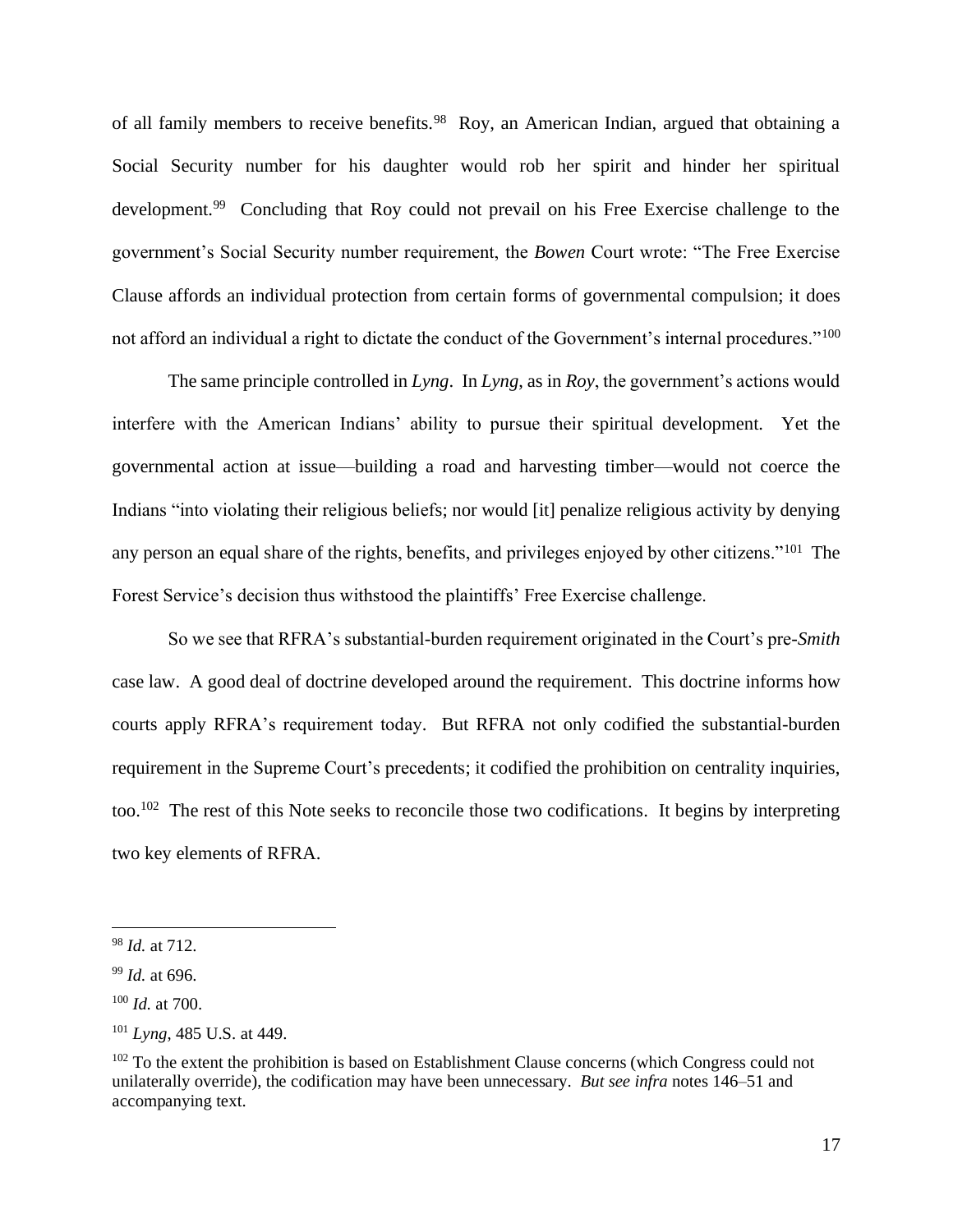of all family members to receive benefits.[98] Roy, an American Indian, argued that obtaining a Social Security number for his daughter would rob her spirit and hinder her spiritual development.[99] Concluding that Roy could not prevail on his Free Exercise challenge to the government's Social Security number requirement, the *Bowen* Court wrote: "The Free Exercise Clause affords an individual protection from certain forms of governmental compulsion; it does not afford an individual a right to dictate the conduct of the Government's internal procedures."[100]

The same principle controlled in *Lyng*. In *Lyng*, as in *Roy*, the government's actions would interfere with the American Indians' ability to pursue their spiritual development. Yet the governmental action at issue—building a road and harvesting timber—would not coerce the Indians "into violating their religious beliefs; nor would [it] penalize religious activity by denying any person an equal share of the rights, benefits, and privileges enjoyed by other citizens."[101] The Forest Service's decision thus withstood the plaintiffs' Free Exercise challenge.

So we see that RFRA's substantial-burden requirement originated in the Court's pre-*Smith* case law. A good deal of doctrine developed around the requirement. This doctrine informs how courts apply RFRA's requirement today. But RFRA not only codified the substantial-burden requirement in the Supreme Court's precedents; it codified the prohibition on centrality inquiries, too.[102] The rest of this Note seeks to reconcile those two codifications. It begins by interpreting two key elements of RFRA.

---

[98] *Id.* at 712.

[99] *Id.* at 696.

[100] *Id.* at 700.

[101] *Lyng*, 485 U.S. at 449.

[102] To the extent the prohibition is based on Establishment Clause concerns (which Congress could not unilaterally override), the codification may have been unnecessary. *But see infra* notes 146–51 and accompanying text.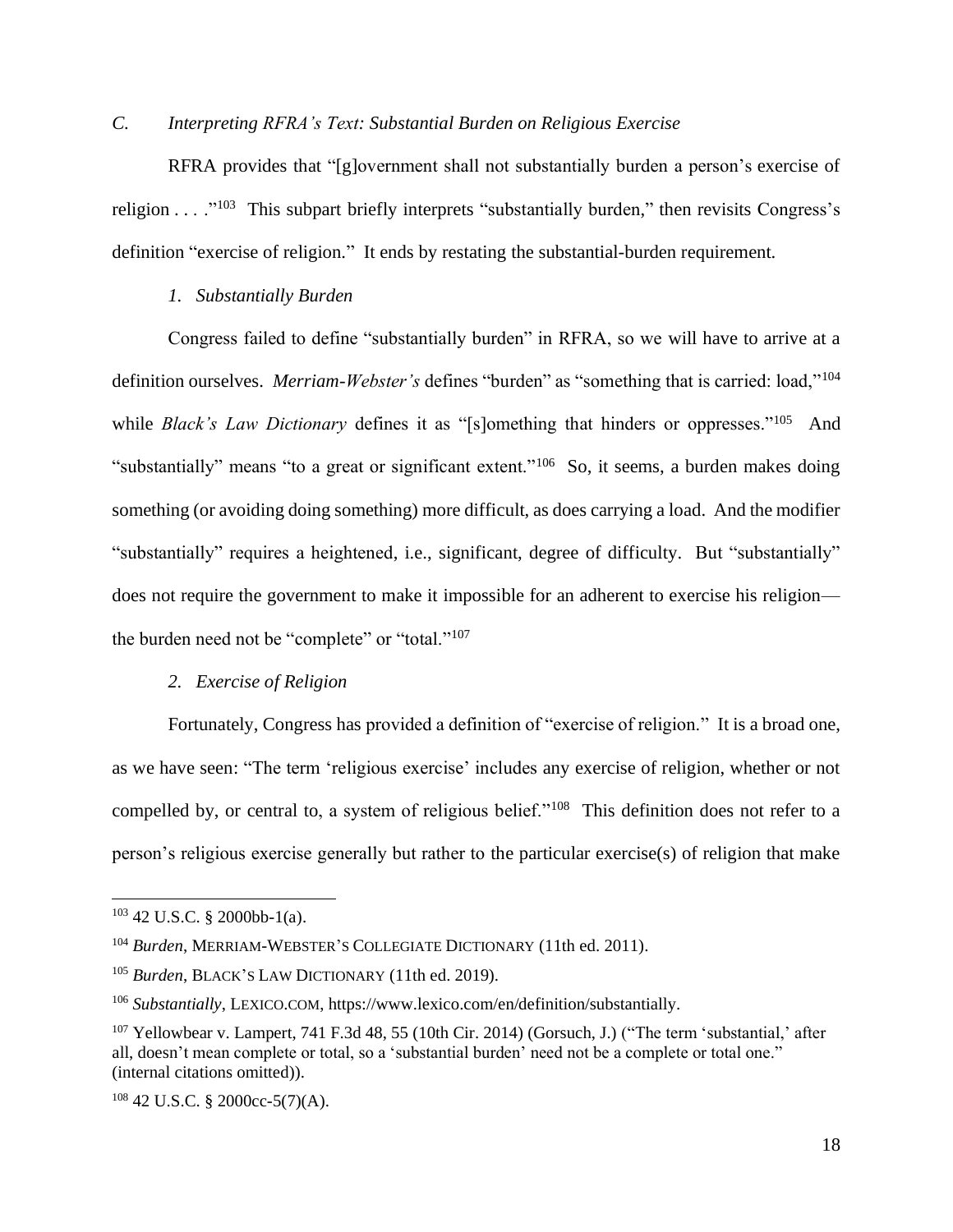### *C. Interpreting RFRA's Text: Substantial Burden on Religious Exercise*

RFRA provides that "[g]overnment shall not substantially burden a person's exercise of religion . . . ."[103] This subpart briefly interprets "substantially burden," then revisits Congress's definition "exercise of religion." It ends by restating the substantial-burden requirement.

#### *1. Substantially Burden*

Congress failed to define "substantially burden" in RFRA, so we will have to arrive at a definition ourselves. *Merriam-Webster's* defines "burden" as "something that is carried: load,"[104] while *Black's Law Dictionary* defines it as "[s]omething that hinders or oppresses."[105] And "substantially" means "to a great or significant extent."[106] So, it seems, a burden makes doing something (or avoiding doing something) more difficult, as does carrying a load. And the modifier "substantially" requires a heightened, i.e., significant, degree of difficulty. But "substantially" does not require the government to make it impossible for an adherent to exercise his religion—the burden need not be "complete" or "total."[107]

#### *2. Exercise of Religion*

Fortunately, Congress has provided a definition of "exercise of religion." It is a broad one, as we have seen: "The term 'religious exercise' includes any exercise of religion, whether or not compelled by, or central to, a system of religious belief."[108] This definition does not refer to a person's religious exercise generally but rather to the particular exercise(s) of religion that make

---

[103] 42 U.S.C. § 2000bb-1(a).

[104] *Burden*, MERRIAM-WEBSTER'S COLLEGIATE DICTIONARY (11th ed. 2011).

[105] *Burden*, BLACK'S LAW DICTIONARY (11th ed. 2019).

[106] *Substantially*, LEXICO.COM, https://www.lexico.com/en/definition/substantially.

[107] Yellowbear v. Lampert, 741 F.3d 48, 55 (10th Cir. 2014) (Gorsuch, J.) ("The term 'substantial,' after all, doesn't mean complete or total, so a 'substantial burden' need not be a complete or total one." (internal citations omitted)).

[108] 42 U.S.C. § 2000cc-5(7)(A).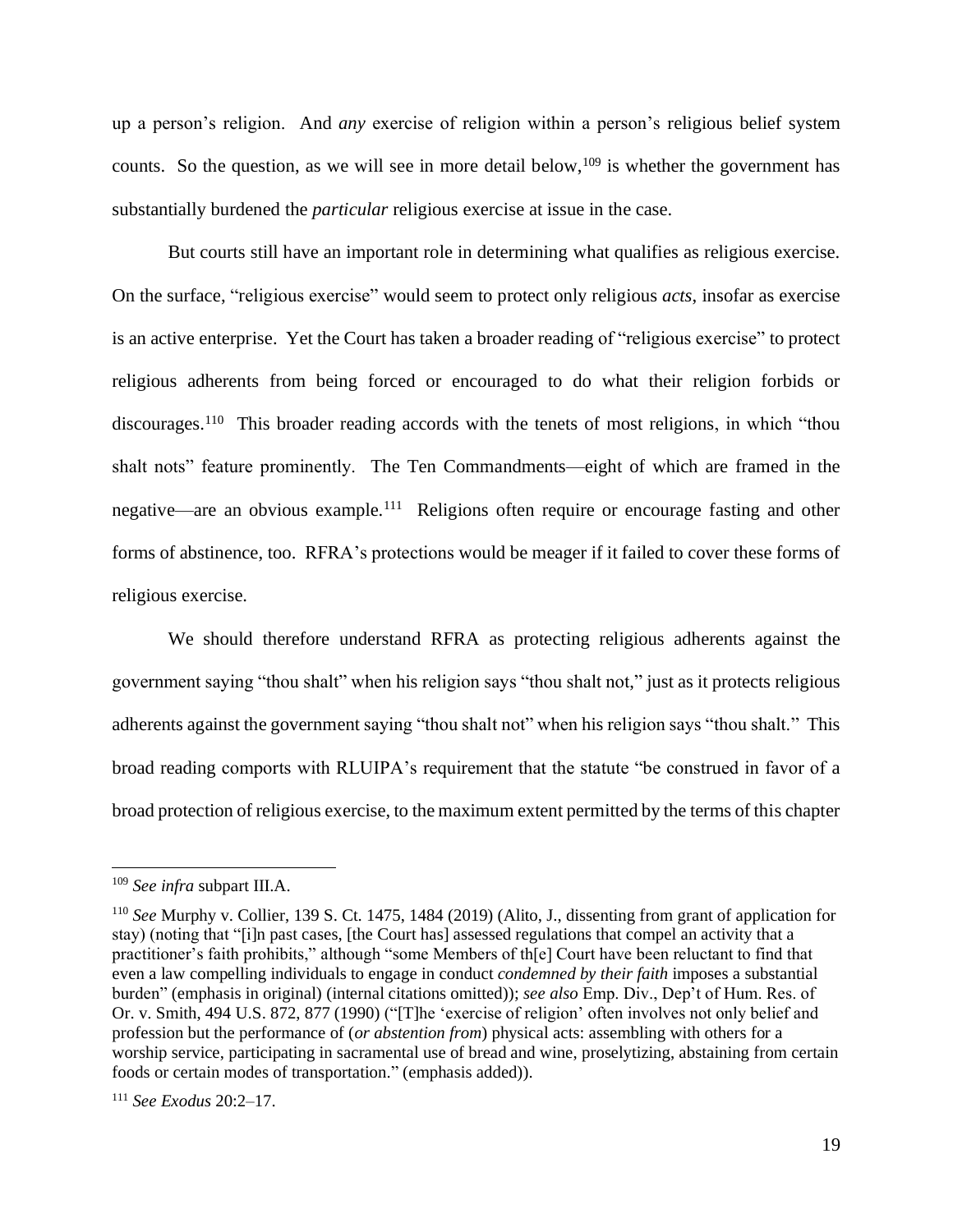up a person's religion. And *any* exercise of religion within a person's religious belief system counts. So the question, as we will see in more detail below,[109] is whether the government has substantially burdened the *particular* religious exercise at issue in the case.

But courts still have an important role in determining what qualifies as religious exercise. On the surface, "religious exercise" would seem to protect only religious *acts*, insofar as exercise is an active enterprise. Yet the Court has taken a broader reading of "religious exercise" to protect religious adherents from being forced or encouraged to do what their religion forbids or discourages.[110] This broader reading accords with the tenets of most religions, in which "thou shalt nots" feature prominently. The Ten Commandments—eight of which are framed in the negative—are an obvious example.[111] Religions often require or encourage fasting and other forms of abstinence, too. RFRA's protections would be meager if it failed to cover these forms of religious exercise.

We should therefore understand RFRA as protecting religious adherents against the government saying "thou shalt" when his religion says "thou shalt not," just as it protects religious adherents against the government saying "thou shalt not" when his religion says "thou shalt." This broad reading comports with RLUIPA's requirement that the statute "be construed in favor of a broad protection of religious exercise, to the maximum extent permitted by the terms of this chapter

---

[109] *See infra* subpart III.A.

[110] *See* Murphy v. Collier, 139 S. Ct. 1475, 1484 (2019) (Alito, J., dissenting from grant of application for stay) (noting that "[i]n past cases, [the Court has] assessed regulations that compel an activity that a practitioner's faith prohibits," although "some Members of th[e] Court have been reluctant to find that even a law compelling individuals to engage in conduct *condemned by their faith* imposes a substantial burden" (emphasis in original) (internal citations omitted)); *see also* Emp. Div., Dep't of Hum. Res. of Or. v. Smith, 494 U.S. 872, 877 (1990) ("[T]he 'exercise of religion' often involves not only belief and profession but the performance of (*or abstention from*) physical acts: assembling with others for a worship service, participating in sacramental use of bread and wine, proselytizing, abstaining from certain foods or certain modes of transportation." (emphasis added)).

[111] *See Exodus* 20:2–17.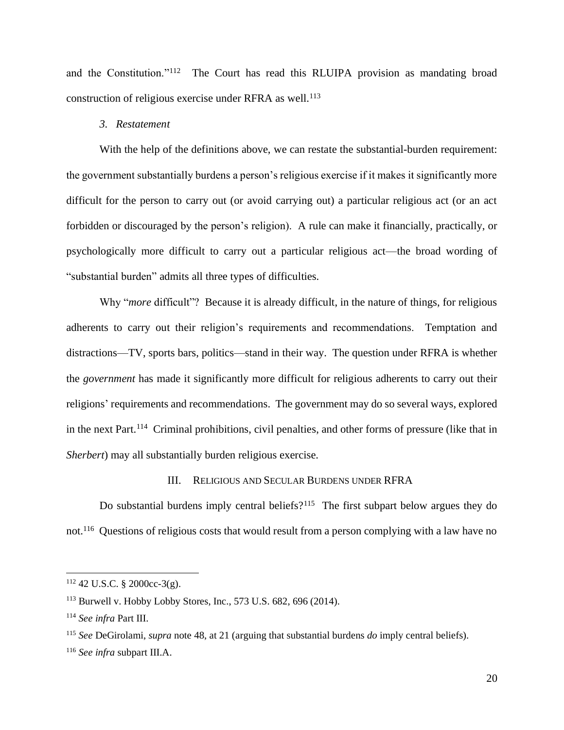and the Constitution."[112] The Court has read this RLUIPA provision as mandating broad construction of religious exercise under RFRA as well.[113]

### *3. Restatement*

With the help of the definitions above, we can restate the substantial-burden requirement: the government substantially burdens a person's religious exercise if it makes it significantly more difficult for the person to carry out (or avoid carrying out) a particular religious act (or an act forbidden or discouraged by the person's religion). A rule can make it financially, practically, or psychologically more difficult to carry out a particular religious act—the broad wording of "substantial burden" admits all three types of difficulties.

Why "*more* difficult"? Because it is already difficult, in the nature of things, for religious adherents to carry out their religion's requirements and recommendations. Temptation and distractions—TV, sports bars, politics—stand in their way. The question under RFRA is whether the *government* has made it significantly more difficult for religious adherents to carry out their religions' requirements and recommendations. The government may do so several ways, explored in the next Part.[114] Criminal prohibitions, civil penalties, and other forms of pressure (like that in *Sherbert*) may all substantially burden religious exercise.

## III. Religious and Secular Burdens under RFRA

Do substantial burdens imply central beliefs?[115] The first subpart below argues they do not.[116] Questions of religious costs that would result from a person complying with a law have no

---

[112] 42 U.S.C. § 2000cc-3(g).

[113] Burwell v. Hobby Lobby Stores, Inc., 573 U.S. 682, 696 (2014).

[114] *See infra* Part III.

[115] *See* DeGirolami, *supra* note 48, at 21 (arguing that substantial burdens *do* imply central beliefs).

[116] *See infra* subpart III.A.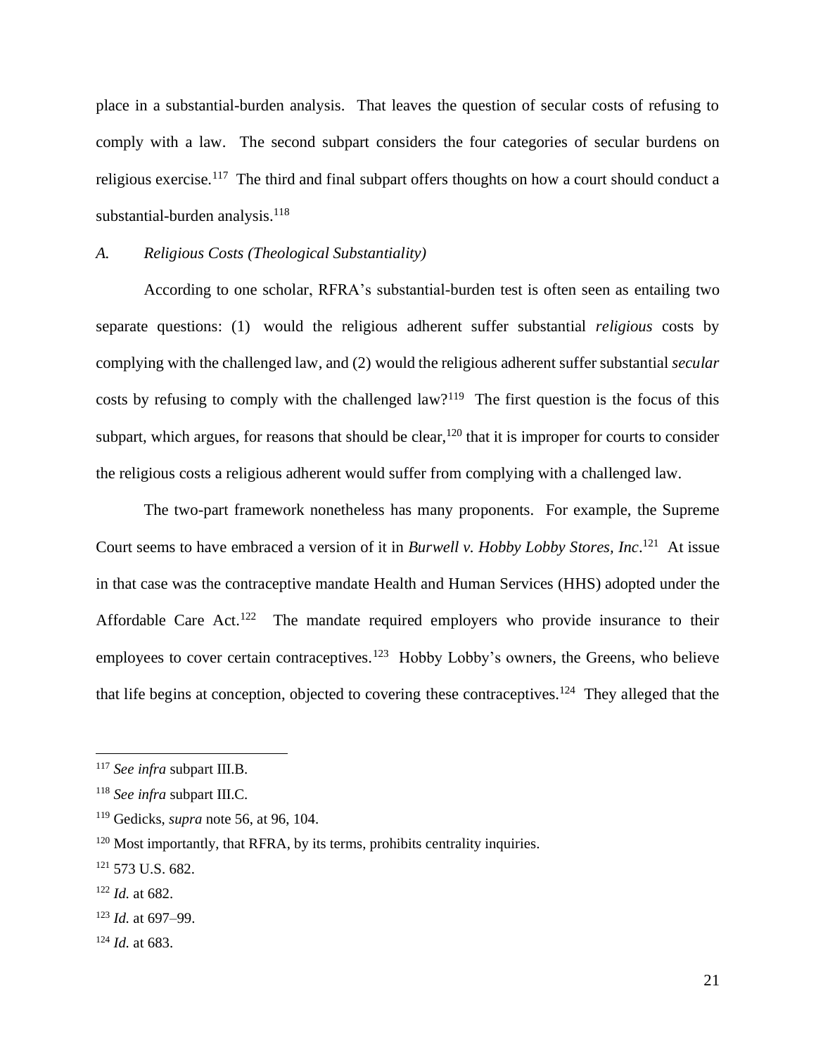place in a substantial-burden analysis. That leaves the question of secular costs of refusing to comply with a law. The second subpart considers the four categories of secular burdens on religious exercise.[117] The third and final subpart offers thoughts on how a court should conduct a substantial-burden analysis.[118]

### *A. Religious Costs (Theological Substantiality)*

According to one scholar, RFRA's substantial-burden test is often seen as entailing two separate questions: (1) would the religious adherent suffer substantial *religious* costs by complying with the challenged law, and (2) would the religious adherent suffer substantial *secular* costs by refusing to comply with the challenged law?[119] The first question is the focus of this subpart, which argues, for reasons that should be clear,[120] that it is improper for courts to consider the religious costs a religious adherent would suffer from complying with a challenged law.

The two-part framework nonetheless has many proponents. For example, the Supreme Court seems to have embraced a version of it in *Burwell v. Hobby Lobby Stores, Inc*.[121] At issue in that case was the contraceptive mandate Health and Human Services (HHS) adopted under the Affordable Care Act.[122] The mandate required employers who provide insurance to their employees to cover certain contraceptives.[123] Hobby Lobby's owners, the Greens, who believe that life begins at conception, objected to covering these contraceptives.[124] They alleged that the

---

[117] *See infra* subpart III.B.

[118] *See infra* subpart III.C.

[119] Gedicks, *supra* note 56, at 96, 104.

[120] Most importantly, that RFRA, by its terms, prohibits centrality inquiries.

[121] 573 U.S. 682.

[122] *Id.* at 682.

[123] *Id.* at 697–99.

[124] *Id.* at 683.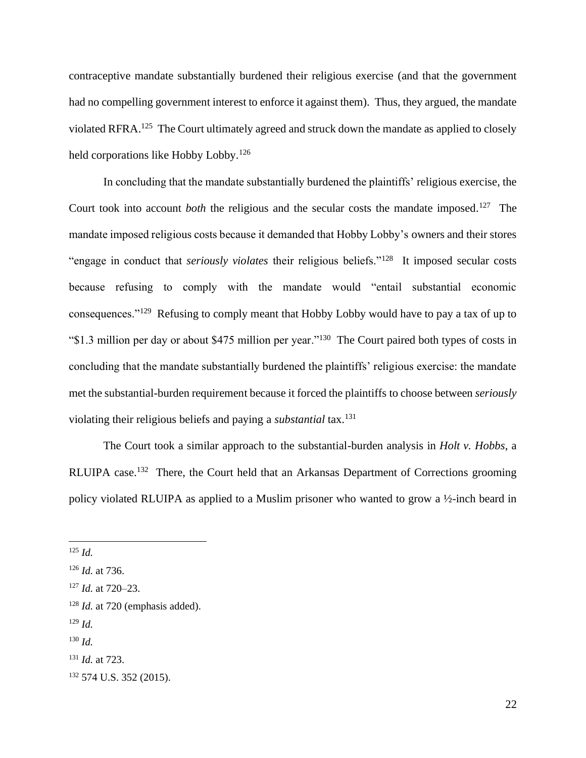contraceptive mandate substantially burdened their religious exercise (and that the government had no compelling government interest to enforce it against them). Thus, they argued, the mandate violated RFRA.[125] The Court ultimately agreed and struck down the mandate as applied to closely held corporations like Hobby Lobby.[126]

In concluding that the mandate substantially burdened the plaintiffs' religious exercise, the Court took into account *both* the religious and the secular costs the mandate imposed.[127] The mandate imposed religious costs because it demanded that Hobby Lobby's owners and their stores "engage in conduct that *seriously violates* their religious beliefs."[128] It imposed secular costs because refusing to comply with the mandate would "entail substantial economic consequences."[129] Refusing to comply meant that Hobby Lobby would have to pay a tax of up to "$1.3 million per day or about $475 million per year."[130] The Court paired both types of costs in concluding that the mandate substantially burdened the plaintiffs' religious exercise: the mandate met the substantial-burden requirement because it forced the plaintiffs to choose between *seriously* violating their religious beliefs and paying a *substantial* tax.[131]

The Court took a similar approach to the substantial-burden analysis in *Holt v. Hobbs*, a RLUIPA case.[132] There, the Court held that an Arkansas Department of Corrections grooming policy violated RLUIPA as applied to a Muslim prisoner who wanted to grow a ½-inch beard in

---

[125] *Id.*

[126] *Id.* at 736.

[127] *Id.* at 720–23.

[128] *Id.* at 720 (emphasis added).

[129] *Id.*

[130] *Id.*

[131] *Id.* at 723.

[132] 574 U.S. 352 (2015).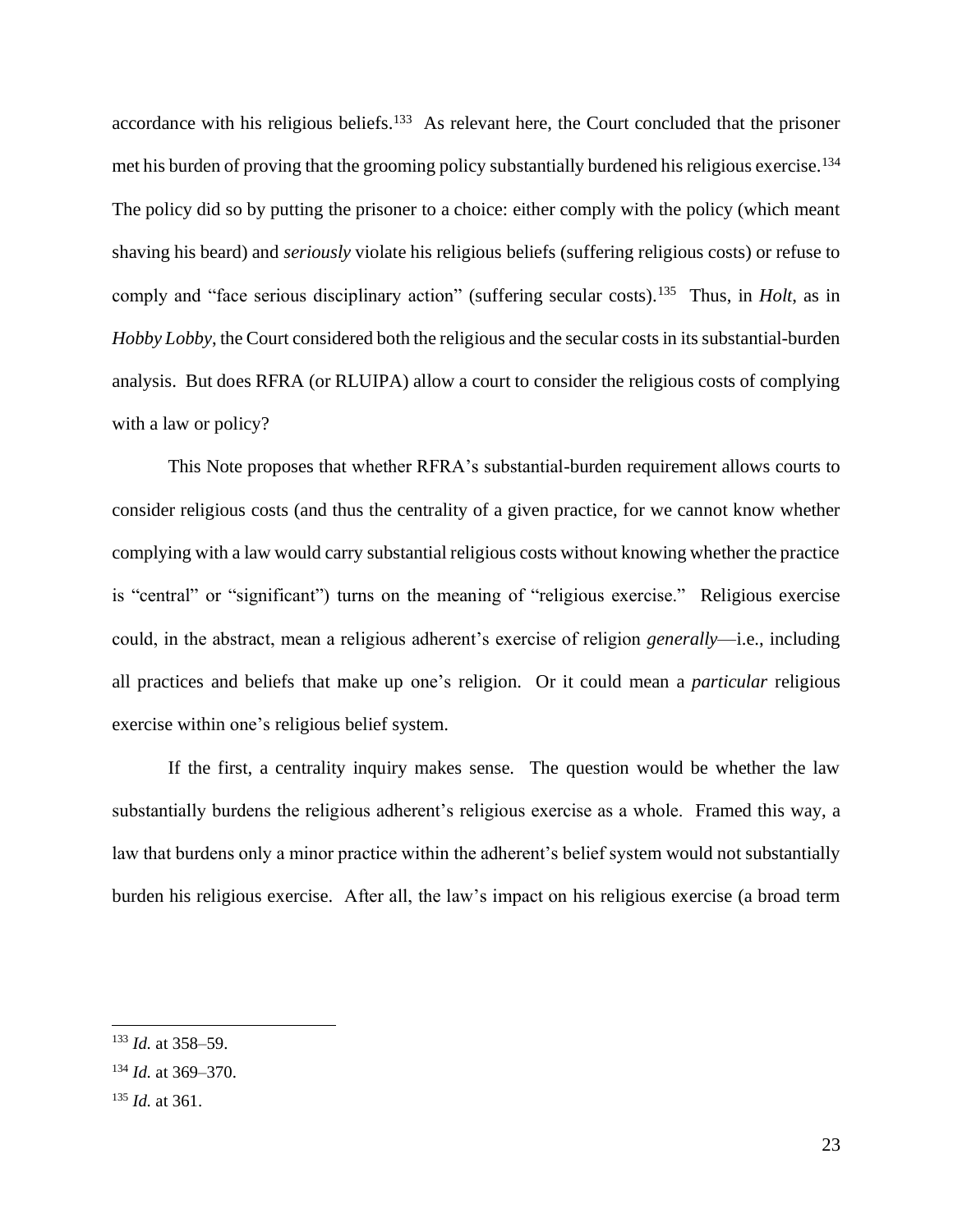accordance with his religious beliefs.[133] As relevant here, the Court concluded that the prisoner met his burden of proving that the grooming policy substantially burdened his religious exercise.[134] The policy did so by putting the prisoner to a choice: either comply with the policy (which meant shaving his beard) and *seriously* violate his religious beliefs (suffering religious costs) or refuse to comply and "face serious disciplinary action" (suffering secular costs).[135] Thus, in *Holt*, as in *Hobby Lobby*, the Court considered both the religious and the secular costs in its substantial-burden analysis. But does RFRA (or RLUIPA) allow a court to consider the religious costs of complying with a law or policy?

This Note proposes that whether RFRA's substantial-burden requirement allows courts to consider religious costs (and thus the centrality of a given practice, for we cannot know whether complying with a law would carry substantial religious costs without knowing whether the practice is "central" or "significant") turns on the meaning of "religious exercise." Religious exercise could, in the abstract, mean a religious adherent's exercise of religion *generally*—i.e., including all practices and beliefs that make up one's religion. Or it could mean a *particular* religious exercise within one's religious belief system.

If the first, a centrality inquiry makes sense. The question would be whether the law substantially burdens the religious adherent's religious exercise as a whole. Framed this way, a law that burdens only a minor practice within the adherent's belief system would not substantially burden his religious exercise. After all, the law's impact on his religious exercise (a broad term

---

[133] *Id.* at 358–59.

[134] *Id.* at 369–370.

[135] *Id.* at 361.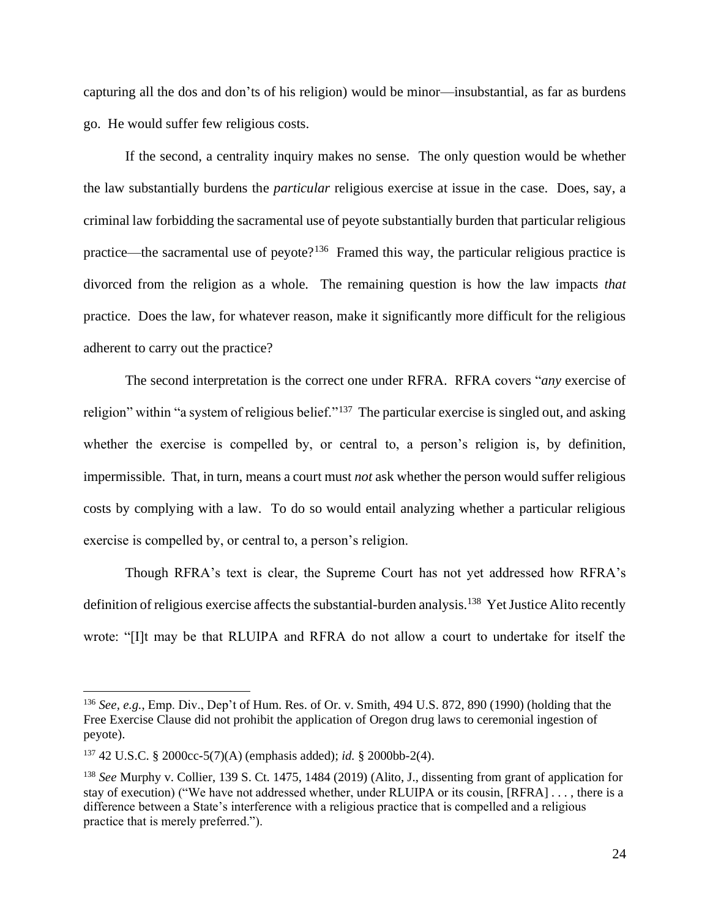capturing all the dos and don'ts of his religion) would be minor—insubstantial, as far as burdens go. He would suffer few religious costs.

If the second, a centrality inquiry makes no sense. The only question would be whether the law substantially burdens the *particular* religious exercise at issue in the case. Does, say, a criminal law forbidding the sacramental use of peyote substantially burden that particular religious practice—the sacramental use of peyote?[136] Framed this way, the particular religious practice is divorced from the religion as a whole. The remaining question is how the law impacts *that* practice. Does the law, for whatever reason, make it significantly more difficult for the religious adherent to carry out the practice?

The second interpretation is the correct one under RFRA. RFRA covers "*any* exercise of religion" within "a system of religious belief."[137] The particular exercise is singled out, and asking whether the exercise is compelled by, or central to, a person's religion is, by definition, impermissible. That, in turn, means a court must *not* ask whether the person would suffer religious costs by complying with a law. To do so would entail analyzing whether a particular religious exercise is compelled by, or central to, a person's religion.

Though RFRA's text is clear, the Supreme Court has not yet addressed how RFRA's definition of religious exercise affects the substantial-burden analysis.[138] Yet Justice Alito recently wrote: "[I]t may be that RLUIPA and RFRA do not allow a court to undertake for itself the

---

[136] *See, e.g.*, Emp. Div., Dep't of Hum. Res. of Or. v. Smith, 494 U.S. 872, 890 (1990) (holding that the Free Exercise Clause did not prohibit the application of Oregon drug laws to ceremonial ingestion of peyote).

[137] 42 U.S.C. § 2000cc-5(7)(A) (emphasis added); *id.* § 2000bb-2(4).

[138] *See* Murphy v. Collier, 139 S. Ct. 1475, 1484 (2019) (Alito, J., dissenting from grant of application for stay of execution) ("We have not addressed whether, under RLUIPA or its cousin, [RFRA] . . . , there is a difference between a State's interference with a religious practice that is compelled and a religious practice that is merely preferred.").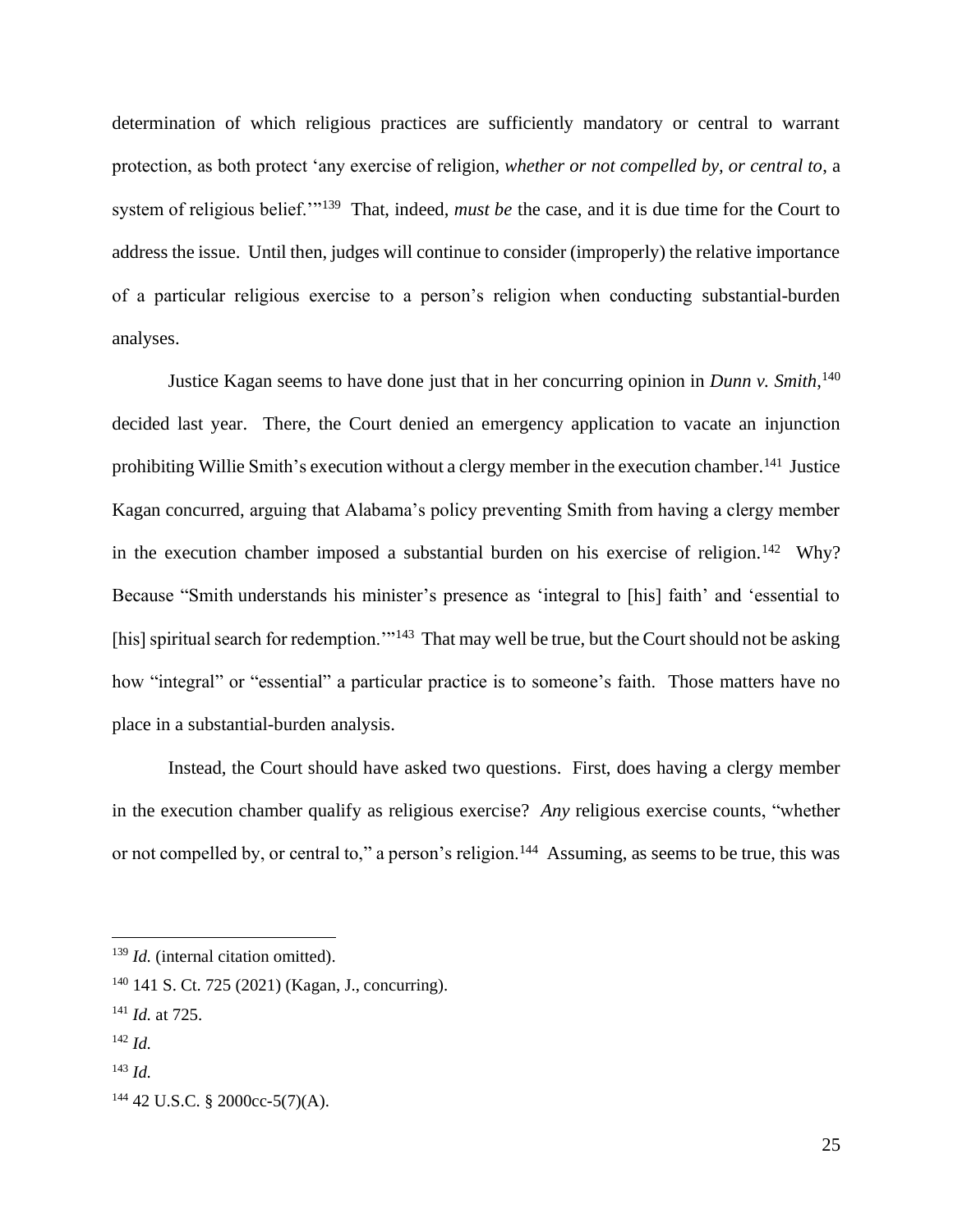determination of which religious practices are sufficiently mandatory or central to warrant protection, as both protect 'any exercise of religion, *whether or not compelled by, or central to*, a system of religious belief.'"[139] That, indeed, *must be* the case, and it is due time for the Court to address the issue. Until then, judges will continue to consider (improperly) the relative importance of a particular religious exercise to a person's religion when conducting substantial-burden analyses.

Justice Kagan seems to have done just that in her concurring opinion in *Dunn v. Smith*,[140] decided last year. There, the Court denied an emergency application to vacate an injunction prohibiting Willie Smith's execution without a clergy member in the execution chamber.[141] Justice Kagan concurred, arguing that Alabama's policy preventing Smith from having a clergy member in the execution chamber imposed a substantial burden on his exercise of religion.[142] Why? Because "Smith understands his minister's presence as 'integral to [his] faith' and 'essential to [his] spiritual search for redemption.'"[143] That may well be true, but the Court should not be asking how "integral" or "essential" a particular practice is to someone's faith. Those matters have no place in a substantial-burden analysis.

Instead, the Court should have asked two questions. First, does having a clergy member in the execution chamber qualify as religious exercise? *Any* religious exercise counts, "whether or not compelled by, or central to," a person's religion.[144] Assuming, as seems to be true, this was

---

[139] *Id.* (internal citation omitted).

[140] 141 S. Ct. 725 (2021) (Kagan, J., concurring).

[141] *Id.* at 725.

[142] *Id.*

[143] *Id.*

[144] 42 U.S.C. § 2000cc-5(7)(A).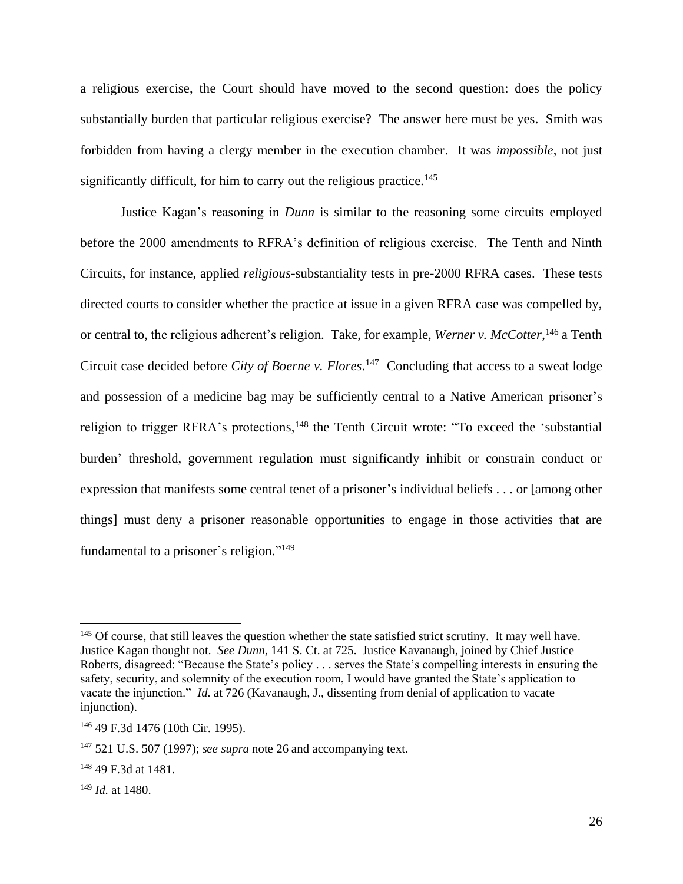a religious exercise, the Court should have moved to the second question: does the policy substantially burden that particular religious exercise? The answer here must be yes. Smith was forbidden from having a clergy member in the execution chamber. It was *impossible*, not just significantly difficult, for him to carry out the religious practice.[145]

Justice Kagan's reasoning in *Dunn* is similar to the reasoning some circuits employed before the 2000 amendments to RFRA's definition of religious exercise. The Tenth and Ninth Circuits, for instance, applied *religious*-substantiality tests in pre-2000 RFRA cases. These tests directed courts to consider whether the practice at issue in a given RFRA case was compelled by, or central to, the religious adherent's religion. Take, for example, *Werner v. McCotter*,[146] a Tenth Circuit case decided before *City of Boerne v. Flores*.[147] Concluding that access to a sweat lodge and possession of a medicine bag may be sufficiently central to a Native American prisoner's religion to trigger RFRA's protections,[148] the Tenth Circuit wrote: "To exceed the 'substantial burden' threshold, government regulation must significantly inhibit or constrain conduct or expression that manifests some central tenet of a prisoner's individual beliefs . . . or [among other things] must deny a prisoner reasonable opportunities to engage in those activities that are fundamental to a prisoner's religion."[149]

---

[145] Of course, that still leaves the question whether the state satisfied strict scrutiny. It may well have. Justice Kagan thought not. *See Dunn*, 141 S. Ct. at 725. Justice Kavanaugh, joined by Chief Justice Roberts, disagreed: "Because the State's policy . . . serves the State's compelling interests in ensuring the safety, security, and solemnity of the execution room, I would have granted the State's application to vacate the injunction." *Id.* at 726 (Kavanaugh, J., dissenting from denial of application to vacate injunction).

[146] 49 F.3d 1476 (10th Cir. 1995).

[147] 521 U.S. 507 (1997); *see supra* note 26 and accompanying text.

[148] 49 F.3d at 1481.

[149] *Id.* at 1480.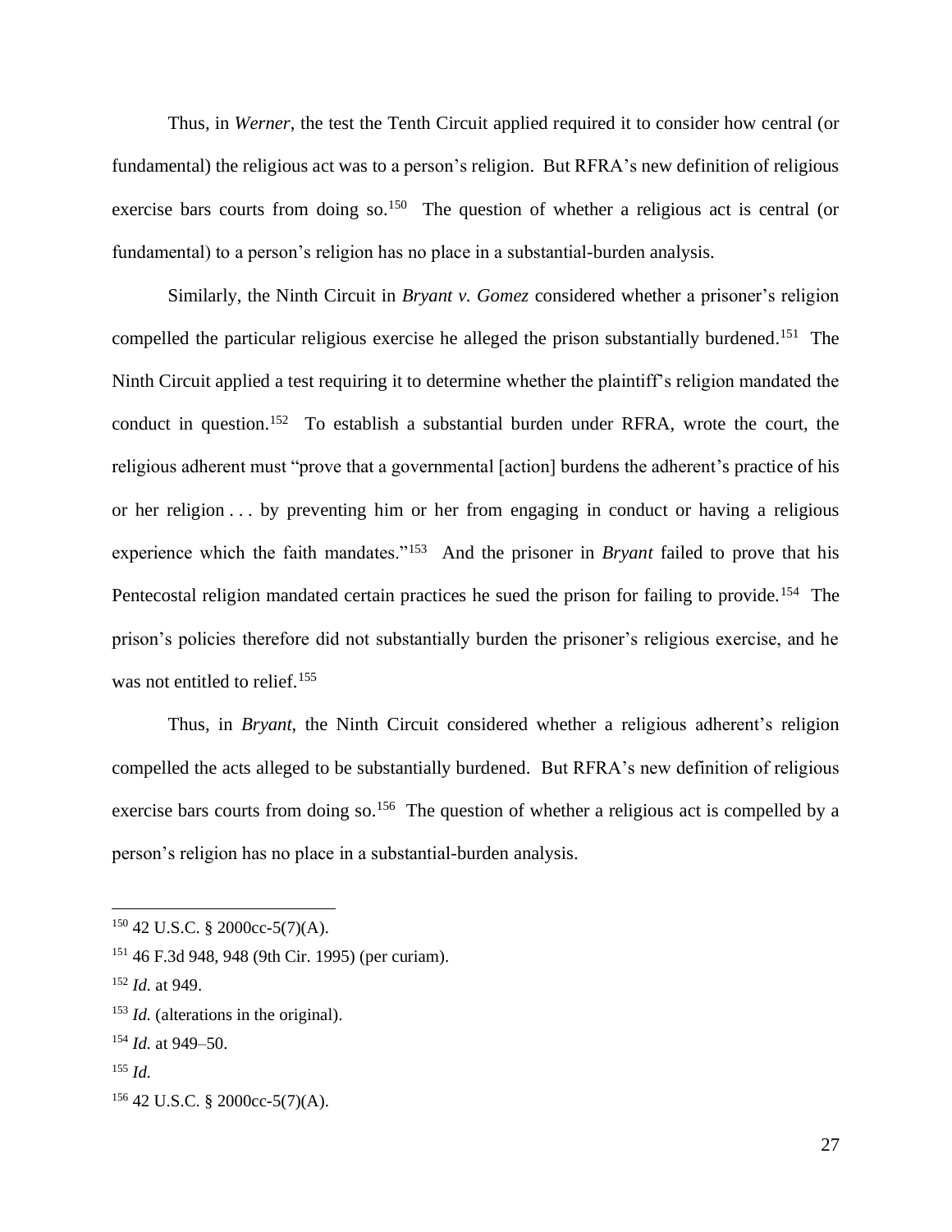Thus, in *Werner*, the test the Tenth Circuit applied required it to consider how central (or fundamental) the religious act was to a person's religion. But RFRA's new definition of religious exercise bars courts from doing so.[150] The question of whether a religious act is central (or fundamental) to a person's religion has no place in a substantial-burden analysis.

Similarly, the Ninth Circuit in *Bryant v. Gomez* considered whether a prisoner's religion compelled the particular religious exercise he alleged the prison substantially burdened.[151] The Ninth Circuit applied a test requiring it to determine whether the plaintiff's religion mandated the conduct in question.[152] To establish a substantial burden under RFRA, wrote the court, the religious adherent must "prove that a governmental [action] burdens the adherent's practice of his or her religion . . . by preventing him or her from engaging in conduct or having a religious experience which the faith mandates."[153] And the prisoner in *Bryant* failed to prove that his Pentecostal religion mandated certain practices he sued the prison for failing to provide.[154] The prison's policies therefore did not substantially burden the prisoner's religious exercise, and he was not entitled to relief.[155]

Thus, in *Bryant*, the Ninth Circuit considered whether a religious adherent's religion compelled the acts alleged to be substantially burdened. But RFRA's new definition of religious exercise bars courts from doing so.[156] The question of whether a religious act is compelled by a person's religion has no place in a substantial-burden analysis.

---

[150] 42 U.S.C. § 2000cc-5(7)(A).

[151] 46 F.3d 948, 948 (9th Cir. 1995) (per curiam).

[152] *Id.* at 949.

[153] *Id.* (alterations in the original).

[154] *Id.* at 949–50.

[155] *Id.*

[156] 42 U.S.C. § 2000cc-5(7)(A).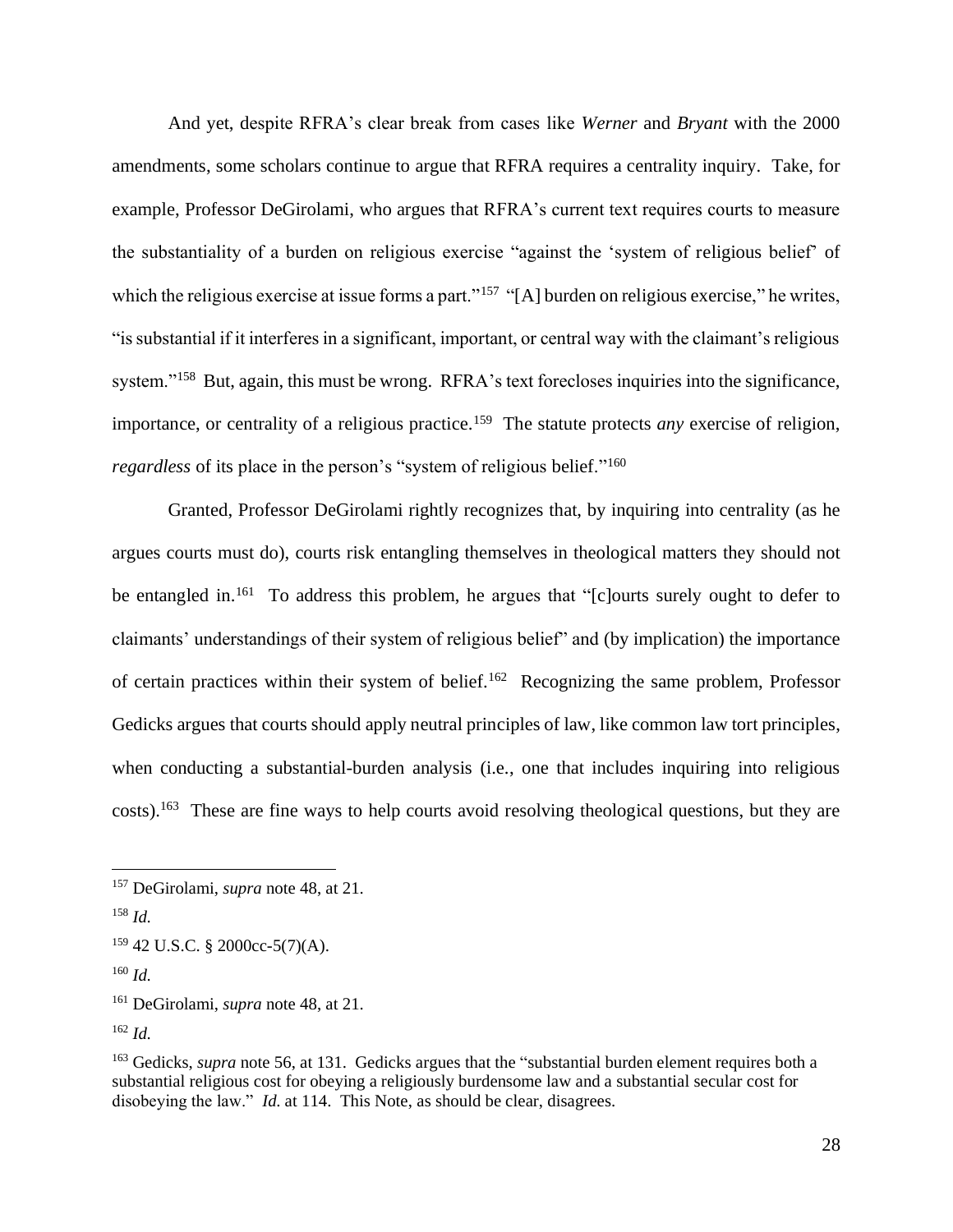And yet, despite RFRA's clear break from cases like *Werner* and *Bryant* with the 2000 amendments, some scholars continue to argue that RFRA requires a centrality inquiry. Take, for example, Professor DeGirolami, who argues that RFRA's current text requires courts to measure the substantiality of a burden on religious exercise "against the 'system of religious belief' of which the religious exercise at issue forms a part."[157] "[A] burden on religious exercise," he writes, "is substantial if it interferes in a significant, important, or central way with the claimant's religious system."[158] But, again, this must be wrong. RFRA's text forecloses inquiries into the significance, importance, or centrality of a religious practice.[159] The statute protects *any* exercise of religion, *regardless* of its place in the person's "system of religious belief."[160]

Granted, Professor DeGirolami rightly recognizes that, by inquiring into centrality (as he argues courts must do), courts risk entangling themselves in theological matters they should not be entangled in.[161] To address this problem, he argues that "[c]ourts surely ought to defer to claimants' understandings of their system of religious belief" and (by implication) the importance of certain practices within their system of belief.[162] Recognizing the same problem, Professor Gedicks argues that courts should apply neutral principles of law, like common law tort principles, when conducting a substantial-burden analysis (i.e., one that includes inquiring into religious costs).[163] These are fine ways to help courts avoid resolving theological questions, but they are

---

[157] DeGirolami, *supra* note 48, at 21.

[158] *Id.*

[159] 42 U.S.C. § 2000cc-5(7)(A).

[160] *Id.*

[161] DeGirolami, *supra* note 48, at 21.

[162] *Id.*

[163] Gedicks, *supra* note 56, at 131. Gedicks argues that the "substantial burden element requires both a substantial religious cost for obeying a religiously burdensome law and a substantial secular cost for disobeying the law." *Id.* at 114. This Note, as should be clear, disagrees.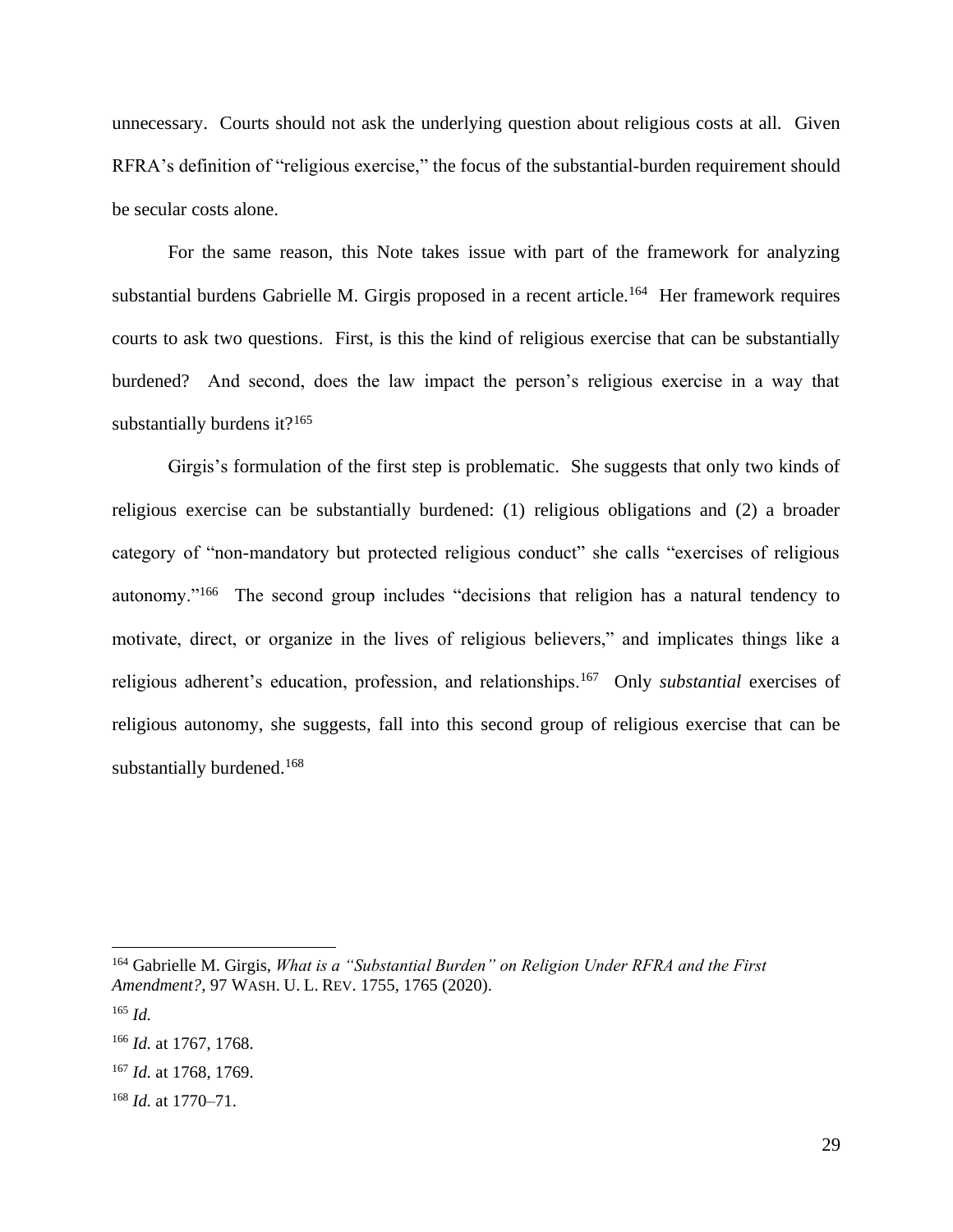unnecessary. Courts should not ask the underlying question about religious costs at all. Given RFRA's definition of "religious exercise," the focus of the substantial-burden requirement should be secular costs alone.

For the same reason, this Note takes issue with part of the framework for analyzing substantial burdens Gabrielle M. Girgis proposed in a recent article.[164] Her framework requires courts to ask two questions. First, is this the kind of religious exercise that can be substantially burdened? And second, does the law impact the person's religious exercise in a way that substantially burdens it?[165]

Girgis's formulation of the first step is problematic. She suggests that only two kinds of religious exercise can be substantially burdened: (1) religious obligations and (2) a broader category of "non-mandatory but protected religious conduct" she calls "exercises of religious autonomy."[166] The second group includes "decisions that religion has a natural tendency to motivate, direct, or organize in the lives of religious believers," and implicates things like a religious adherent's education, profession, and relationships.[167] Only *substantial* exercises of religious autonomy, she suggests, fall into this second group of religious exercise that can be substantially burdened.[168]

---

[164] Gabrielle M. Girgis, *What is a "Substantial Burden" on Religion Under RFRA and the First Amendment?*, 97 WASH. U. L. REV. 1755, 1765 (2020).

[165] *Id.*

[166] *Id.* at 1767, 1768.

[167] *Id.* at 1768, 1769.

[168] *Id.* at 1770–71.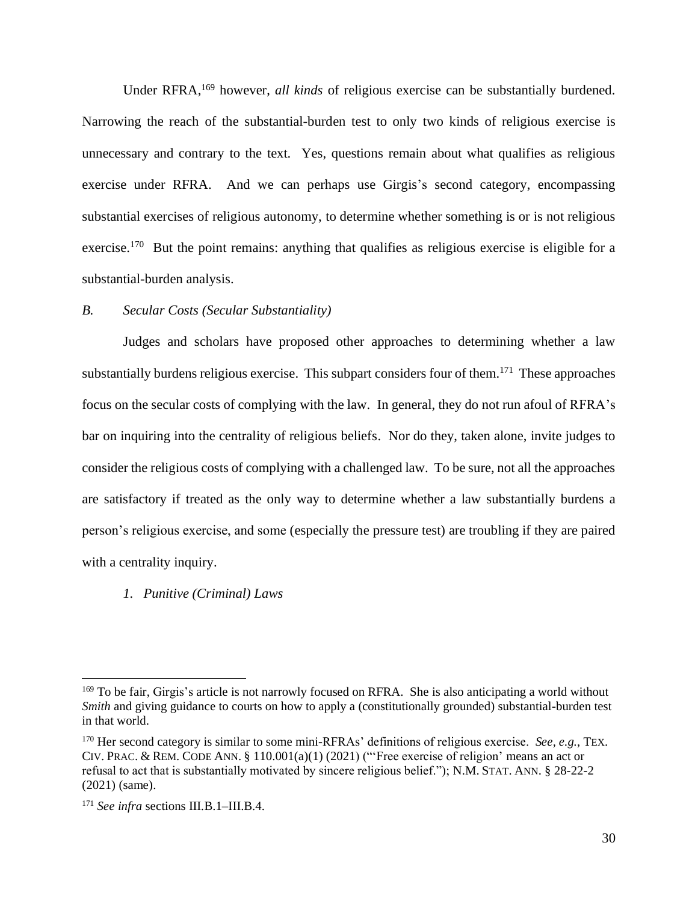Under RFRA,[169] however, *all kinds* of religious exercise can be substantially burdened. Narrowing the reach of the substantial-burden test to only two kinds of religious exercise is unnecessary and contrary to the text. Yes, questions remain about what qualifies as religious exercise under RFRA. And we can perhaps use Girgis's second category, encompassing substantial exercises of religious autonomy, to determine whether something is or is not religious exercise.[170] But the point remains: anything that qualifies as religious exercise is eligible for a substantial-burden analysis.

### *B. Secular Costs (Secular Substantiality)*

Judges and scholars have proposed other approaches to determining whether a law substantially burdens religious exercise. This subpart considers four of them.[171] These approaches focus on the secular costs of complying with the law. In general, they do not run afoul of RFRA's bar on inquiring into the centrality of religious beliefs. Nor do they, taken alone, invite judges to consider the religious costs of complying with a challenged law. To be sure, not all the approaches are satisfactory if treated as the only way to determine whether a law substantially burdens a person's religious exercise, and some (especially the pressure test) are troubling if they are paired with a centrality inquiry.

#### *1. Punitive (Criminal) Laws*

---

[169] To be fair, Girgis's article is not narrowly focused on RFRA. She is also anticipating a world without *Smith* and giving guidance to courts on how to apply a (constitutionally grounded) substantial-burden test in that world.

[170] Her second category is similar to some mini-RFRAs' definitions of religious exercise. *See, e.g.*, TEX. CIV. PRAC. & REM. CODE ANN. § 110.001(a)(1) (2021) ("'Free exercise of religion' means an act or refusal to act that is substantially motivated by sincere religious belief."); N.M. STAT. ANN. § 28-22-2 (2021) (same).

[171] *See infra* sections III.B.1–III.B.4.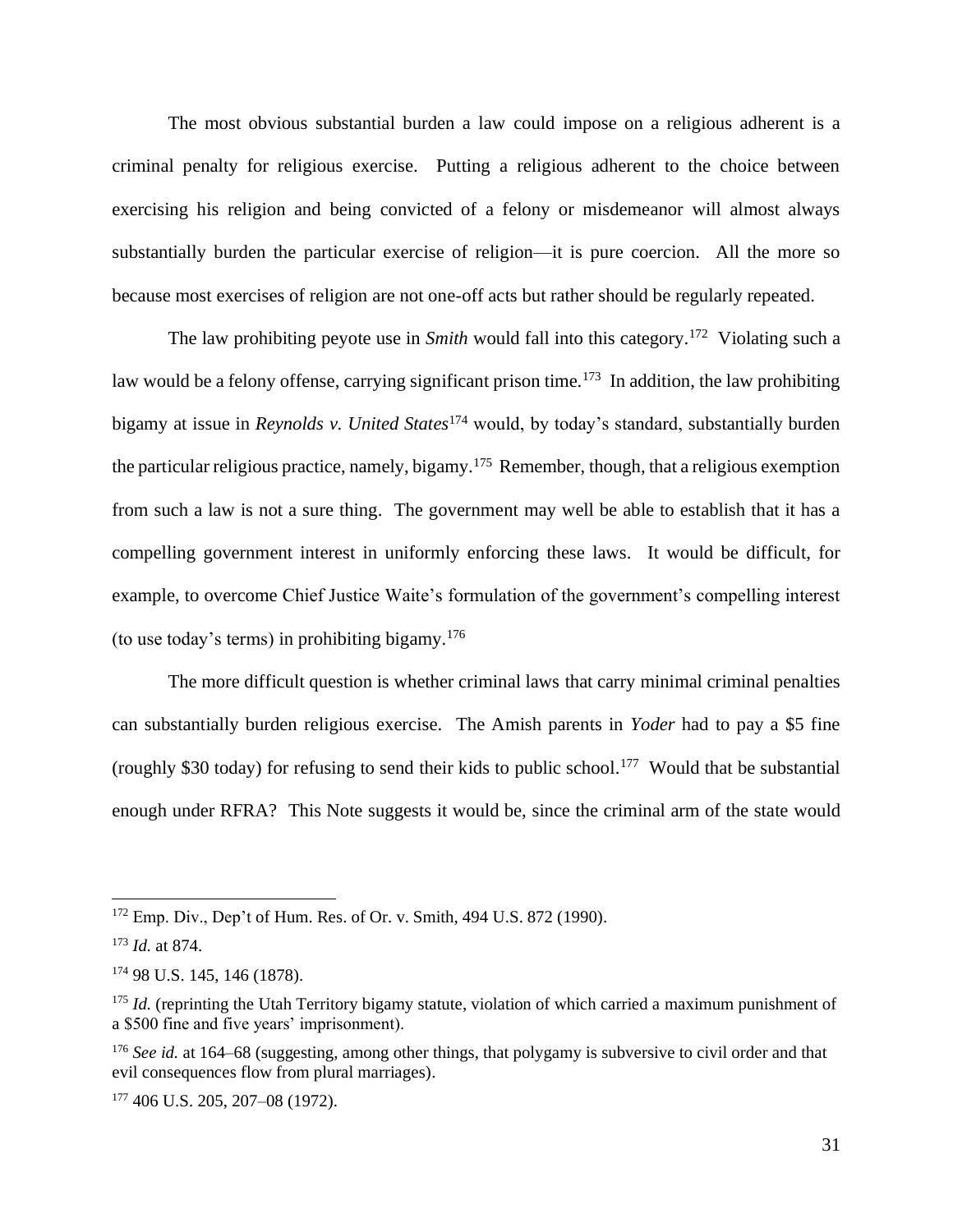The most obvious substantial burden a law could impose on a religious adherent is a criminal penalty for religious exercise. Putting a religious adherent to the choice between exercising his religion and being convicted of a felony or misdemeanor will almost always substantially burden the particular exercise of religion—it is pure coercion. All the more so because most exercises of religion are not one-off acts but rather should be regularly repeated.

The law prohibiting peyote use in *Smith* would fall into this category.[172] Violating such a law would be a felony offense, carrying significant prison time.[173] In addition, the law prohibiting bigamy at issue in *Reynolds v. United States*[174] would, by today's standard, substantially burden the particular religious practice, namely, bigamy.[175] Remember, though, that a religious exemption from such a law is not a sure thing. The government may well be able to establish that it has a compelling government interest in uniformly enforcing these laws. It would be difficult, for example, to overcome Chief Justice Waite's formulation of the government's compelling interest (to use today's terms) in prohibiting bigamy.[176]

The more difficult question is whether criminal laws that carry minimal criminal penalties can substantially burden religious exercise. The Amish parents in *Yoder* had to pay a $5 fine (roughly $30 today) for refusing to send their kids to public school.[177] Would that be substantial enough under RFRA? This Note suggests it would be, since the criminal arm of the state would

---

[172] Emp. Div., Dep't of Hum. Res. of Or. v. Smith, 494 U.S. 872 (1990).

[173] *Id.* at 874.

[174] 98 U.S. 145, 146 (1878).

[175] *Id.* (reprinting the Utah Territory bigamy statute, violation of which carried a maximum punishment of a $500 fine and five years' imprisonment).

[176] *See id.* at 164–68 (suggesting, among other things, that polygamy is subversive to civil order and that evil consequences flow from plural marriages).

[177] 406 U.S. 205, 207–08 (1972).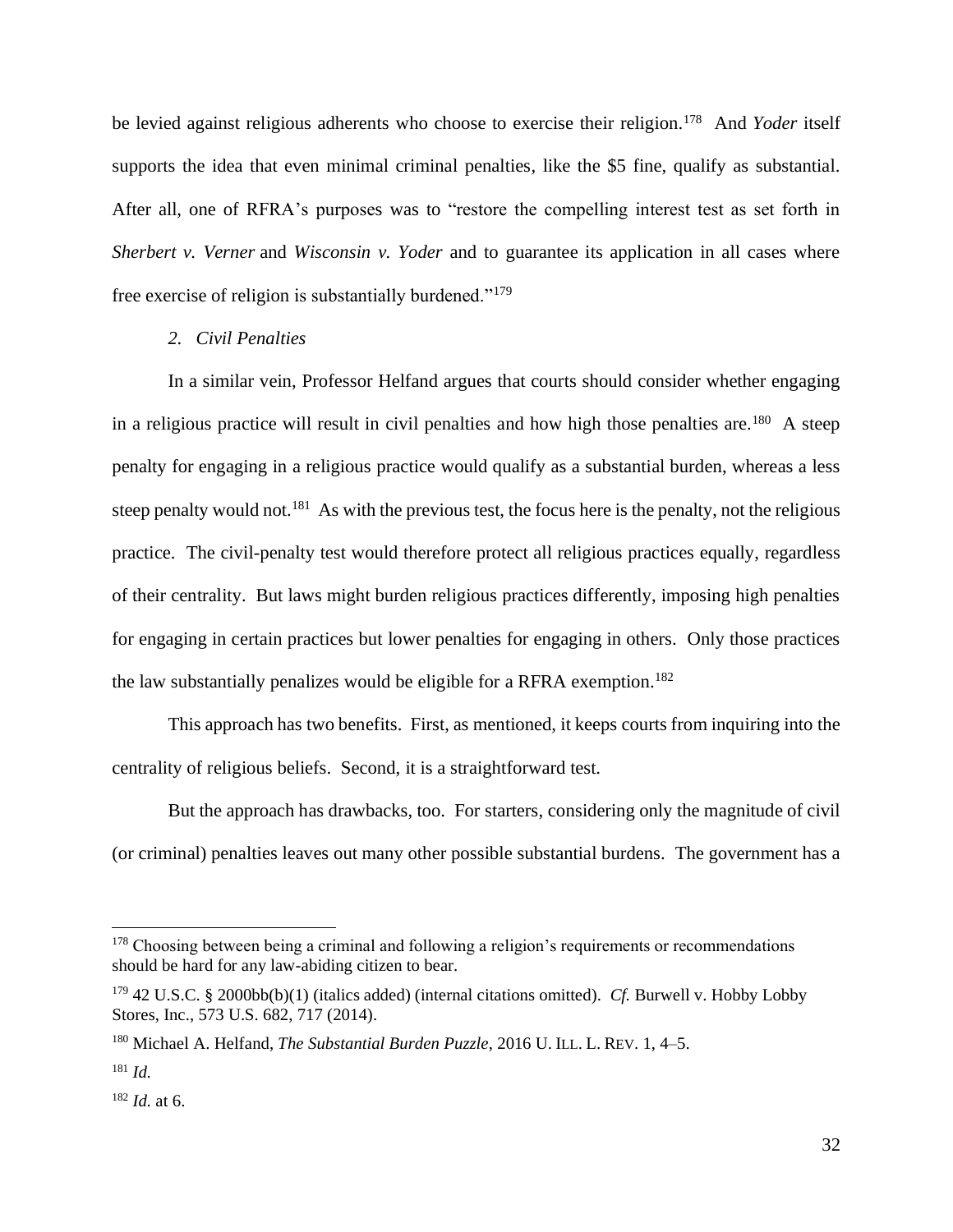be levied against religious adherents who choose to exercise their religion.[178] And *Yoder* itself supports the idea that even minimal criminal penalties, like the $5 fine, qualify as substantial. After all, one of RFRA's purposes was to "restore the compelling interest test as set forth in *Sherbert v. Verner* and *Wisconsin v. Yoder* and to guarantee its application in all cases where free exercise of religion is substantially burdened."[179]

### *2. Civil Penalties*

In a similar vein, Professor Helfand argues that courts should consider whether engaging in a religious practice will result in civil penalties and how high those penalties are.[180] A steep penalty for engaging in a religious practice would qualify as a substantial burden, whereas a less steep penalty would not.[181] As with the previous test, the focus here is the penalty, not the religious practice. The civil-penalty test would therefore protect all religious practices equally, regardless of their centrality. But laws might burden religious practices differently, imposing high penalties for engaging in certain practices but lower penalties for engaging in others. Only those practices the law substantially penalizes would be eligible for a RFRA exemption.[182]

This approach has two benefits. First, as mentioned, it keeps courts from inquiring into the centrality of religious beliefs. Second, it is a straightforward test.

But the approach has drawbacks, too. For starters, considering only the magnitude of civil (or criminal) penalties leaves out many other possible substantial burdens. The government has a

---

[178] Choosing between being a criminal and following a religion's requirements or recommendations should be hard for any law-abiding citizen to bear.

[179] 42 U.S.C. § 2000bb(b)(1) (italics added) (internal citations omitted). *Cf.* Burwell v. Hobby Lobby Stores, Inc., 573 U.S. 682, 717 (2014).

[180] Michael A. Helfand, *The Substantial Burden Puzzle*, 2016 U. ILL. L. REV. 1, 4–5.

[181] *Id.*

[182] *Id.* at 6.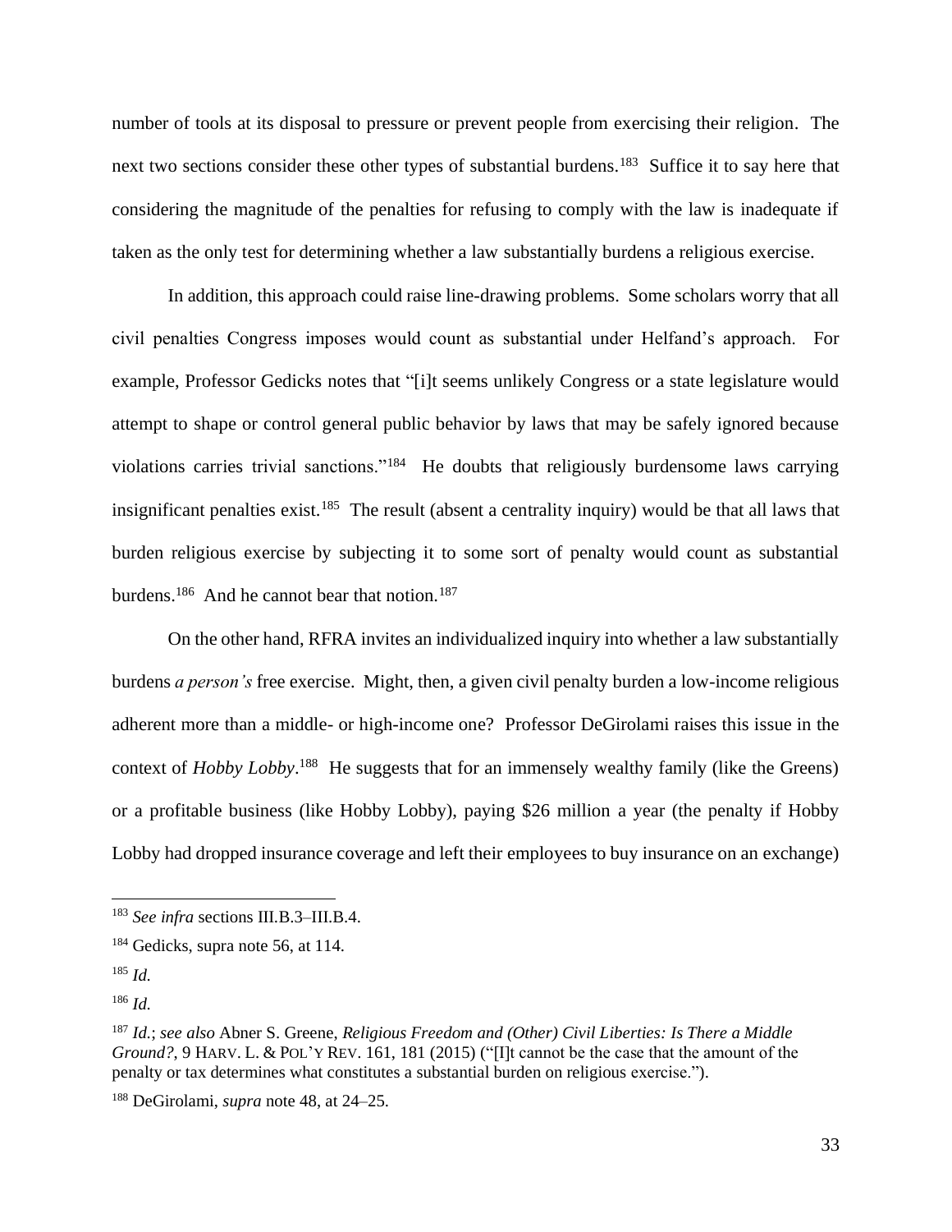number of tools at its disposal to pressure or prevent people from exercising their religion. The next two sections consider these other types of substantial burdens.[183] Suffice it to say here that considering the magnitude of the penalties for refusing to comply with the law is inadequate if taken as the only test for determining whether a law substantially burdens a religious exercise.

In addition, this approach could raise line-drawing problems. Some scholars worry that all civil penalties Congress imposes would count as substantial under Helfand's approach. For example, Professor Gedicks notes that "[i]t seems unlikely Congress or a state legislature would attempt to shape or control general public behavior by laws that may be safely ignored because violations carries trivial sanctions."[184] He doubts that religiously burdensome laws carrying insignificant penalties exist.[185] The result (absent a centrality inquiry) would be that all laws that burden religious exercise by subjecting it to some sort of penalty would count as substantial burdens.[186] And he cannot bear that notion.[187]

On the other hand, RFRA invites an individualized inquiry into whether a law substantially burdens *a person's* free exercise. Might, then, a given civil penalty burden a low-income religious adherent more than a middle- or high-income one? Professor DeGirolami raises this issue in the context of *Hobby Lobby*.[188] He suggests that for an immensely wealthy family (like the Greens) or a profitable business (like Hobby Lobby), paying $26 million a year (the penalty if Hobby Lobby had dropped insurance coverage and left their employees to buy insurance on an exchange)

---

[183] *See infra* sections III.B.3–III.B.4.

[184] Gedicks, supra note 56, at 114.

[185] *Id.*

[186] *Id.*

[187] *Id.*; *see also* Abner S. Greene, *Religious Freedom and (Other) Civil Liberties: Is There a Middle Ground?*, 9 HARV. L. & POL'Y REV. 161, 181 (2015) ("[I]t cannot be the case that the amount of the penalty or tax determines what constitutes a substantial burden on religious exercise.").

[188] DeGirolami, *supra* note 48, at 24–25.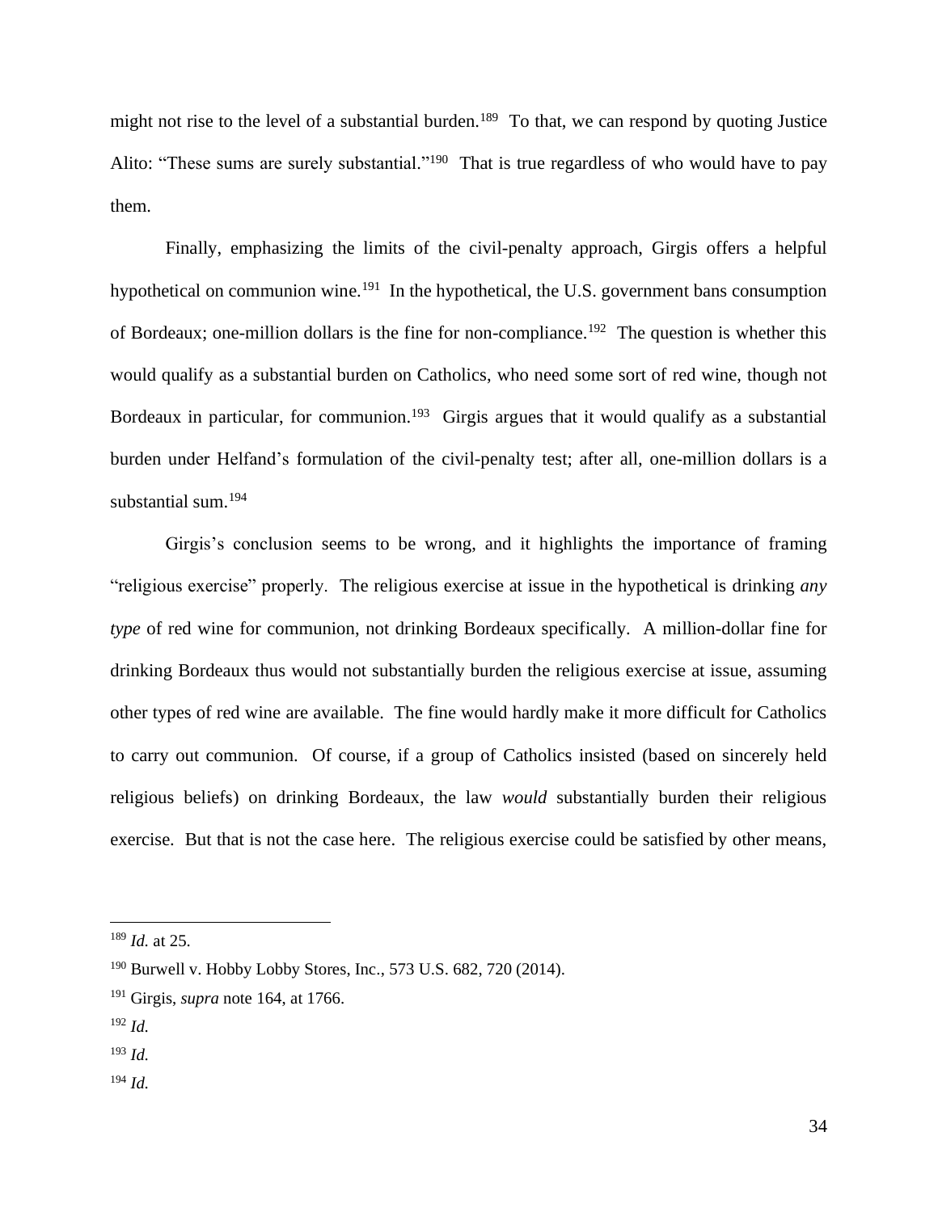might not rise to the level of a substantial burden.[189] To that, we can respond by quoting Justice Alito: "These sums are surely substantial."[190] That is true regardless of who would have to pay them.

Finally, emphasizing the limits of the civil-penalty approach, Girgis offers a helpful hypothetical on communion wine.[191] In the hypothetical, the U.S. government bans consumption of Bordeaux; one-million dollars is the fine for non-compliance.[192] The question is whether this would qualify as a substantial burden on Catholics, who need some sort of red wine, though not Bordeaux in particular, for communion.[193] Girgis argues that it would qualify as a substantial burden under Helfand's formulation of the civil-penalty test; after all, one-million dollars is a substantial sum.[194]

Girgis's conclusion seems to be wrong, and it highlights the importance of framing "religious exercise" properly. The religious exercise at issue in the hypothetical is drinking *any type* of red wine for communion, not drinking Bordeaux specifically. A million-dollar fine for drinking Bordeaux thus would not substantially burden the religious exercise at issue, assuming other types of red wine are available. The fine would hardly make it more difficult for Catholics to carry out communion. Of course, if a group of Catholics insisted (based on sincerely held religious beliefs) on drinking Bordeaux, the law *would* substantially burden their religious exercise. But that is not the case here. The religious exercise could be satisfied by other means,

---

[189] *Id.* at 25.

[190] Burwell v. Hobby Lobby Stores, Inc., 573 U.S. 682, 720 (2014).

[191] Girgis, *supra* note 164, at 1766.

[192] *Id.*

[193] *Id.*

[194] *Id.*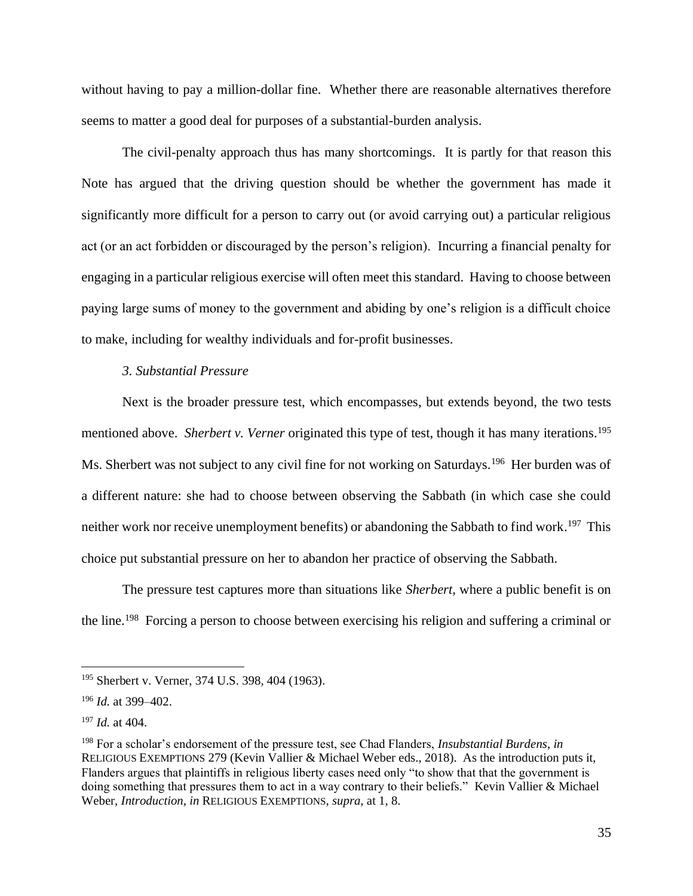without having to pay a million-dollar fine. Whether there are reasonable alternatives therefore seems to matter a good deal for purposes of a substantial-burden analysis.

The civil-penalty approach thus has many shortcomings. It is partly for that reason this Note has argued that the driving question should be whether the government has made it significantly more difficult for a person to carry out (or avoid carrying out) a particular religious act (or an act forbidden or discouraged by the person's religion). Incurring a financial penalty for engaging in a particular religious exercise will often meet this standard. Having to choose between paying large sums of money to the government and abiding by one's religion is a difficult choice to make, including for wealthy individuals and for-profit businesses.

*3. Substantial Pressure*

Next is the broader pressure test, which encompasses, but extends beyond, the two tests mentioned above. *Sherbert v. Verner* originated this type of test, though it has many iterations.[195] Ms. Sherbert was not subject to any civil fine for not working on Saturdays.[196] Her burden was of a different nature: she had to choose between observing the Sabbath (in which case she could neither work nor receive unemployment benefits) or abandoning the Sabbath to find work.[197] This choice put substantial pressure on her to abandon her practice of observing the Sabbath.

The pressure test captures more than situations like *Sherbert*, where a public benefit is on the line.[198] Forcing a person to choose between exercising his religion and suffering a criminal or

---

[195] Sherbert v. Verner, 374 U.S. 398, 404 (1963).

[196] *Id.* at 399–402.

[197] *Id.* at 404.

[198] For a scholar's endorsement of the pressure test, see Chad Flanders, *Insubstantial Burdens*, *in* RELIGIOUS EXEMPTIONS 279 (Kevin Vallier & Michael Weber eds., 2018). As the introduction puts it, Flanders argues that plaintiffs in religious liberty cases need only "to show that that the government is doing something that pressures them to act in a way contrary to their beliefs." Kevin Vallier & Michael Weber, *Introduction*, *in* RELIGIOUS EXEMPTIONS, *supra*, at 1, 8.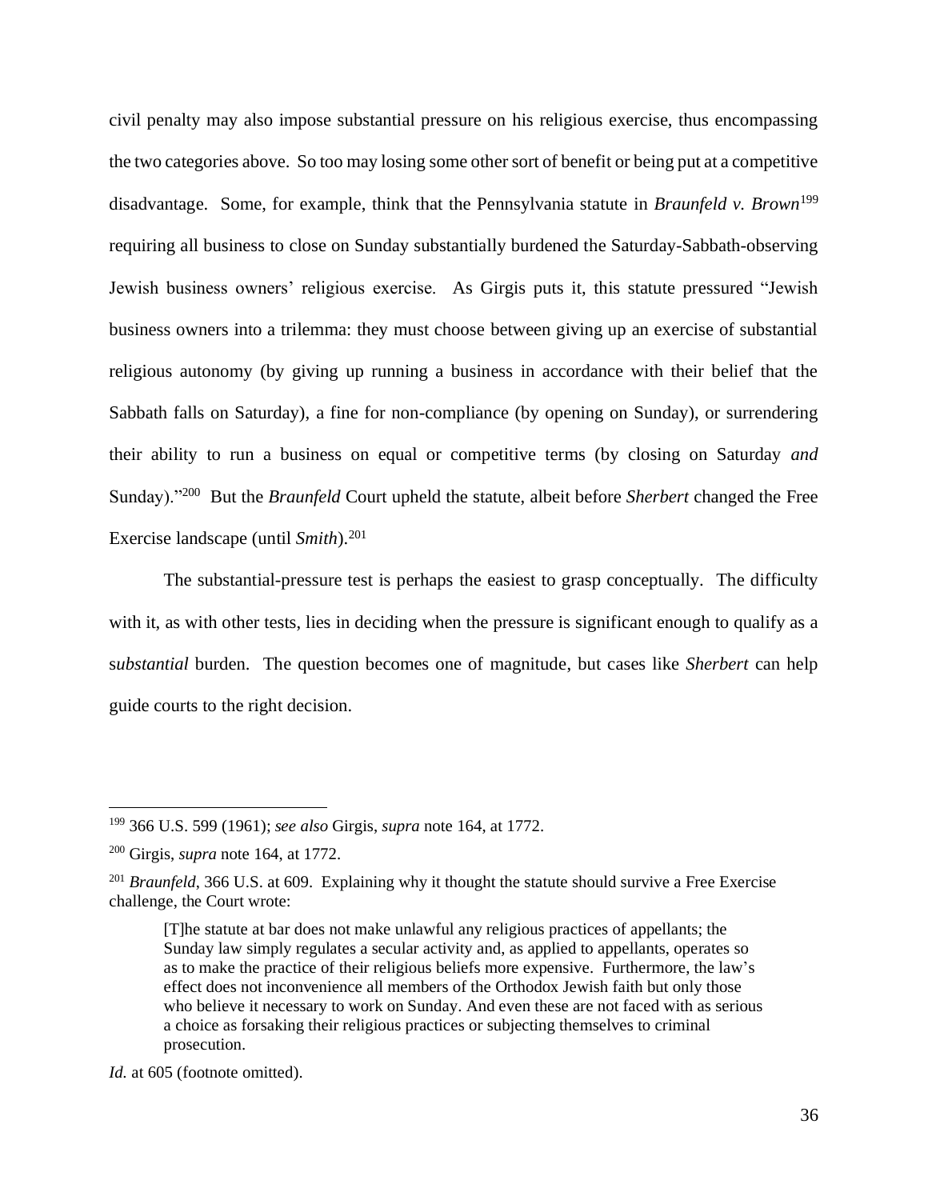civil penalty may also impose substantial pressure on his religious exercise, thus encompassing the two categories above. So too may losing some other sort of benefit or being put at a competitive disadvantage. Some, for example, think that the Pennsylvania statute in *Braunfeld v. Brown*[199] requiring all business to close on Sunday substantially burdened the Saturday-Sabbath-observing Jewish business owners' religious exercise. As Girgis puts it, this statute pressured "Jewish business owners into a trilemma: they must choose between giving up an exercise of substantial religious autonomy (by giving up running a business in accordance with their belief that the Sabbath falls on Saturday), a fine for non-compliance (by opening on Sunday), or surrendering their ability to run a business on equal or competitive terms (by closing on Saturday *and* Sunday)."[200] But the *Braunfeld* Court upheld the statute, albeit before *Sherbert* changed the Free Exercise landscape (until *Smith*).[201]

The substantial-pressure test is perhaps the easiest to grasp conceptually. The difficulty with it, as with other tests, lies in deciding when the pressure is significant enough to qualify as a s*ubstantial* burden. The question becomes one of magnitude, but cases like *Sherbert* can help guide courts to the right decision.

---

[199] 366 U.S. 599 (1961); *see also* Girgis, *supra* note 164, at 1772.

[200] Girgis, *supra* note 164, at 1772.

[201] *Braunfeld*, 366 U.S. at 609. Explaining why it thought the statute should survive a Free Exercise challenge, the Court wrote:

> [T]he statute at bar does not make unlawful any religious practices of appellants; the Sunday law simply regulates a secular activity and, as applied to appellants, operates so as to make the practice of their religious beliefs more expensive. Furthermore, the law's effect does not inconvenience all members of the Orthodox Jewish faith but only those who believe it necessary to work on Sunday. And even these are not faced with as serious a choice as forsaking their religious practices or subjecting themselves to criminal prosecution.

*Id.* at 605 (footnote omitted).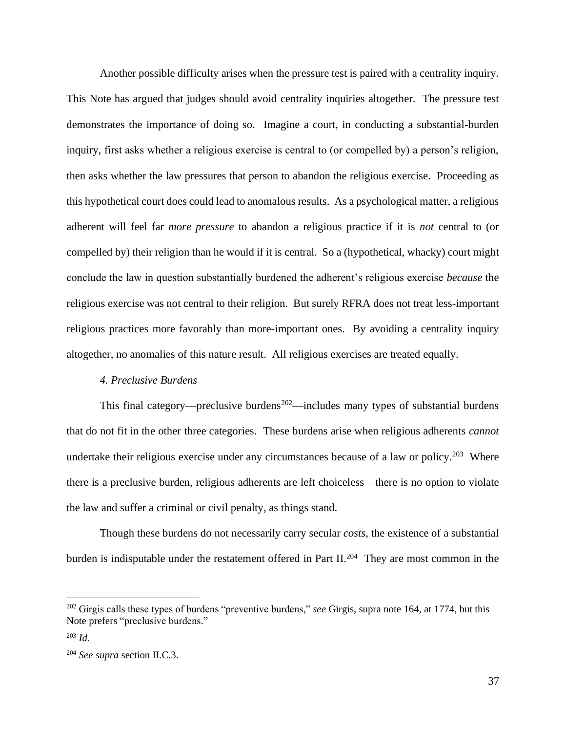Another possible difficulty arises when the pressure test is paired with a centrality inquiry. This Note has argued that judges should avoid centrality inquiries altogether. The pressure test demonstrates the importance of doing so. Imagine a court, in conducting a substantial-burden inquiry, first asks whether a religious exercise is central to (or compelled by) a person's religion, then asks whether the law pressures that person to abandon the religious exercise. Proceeding as this hypothetical court does could lead to anomalous results. As a psychological matter, a religious adherent will feel far *more pressure* to abandon a religious practice if it is *not* central to (or compelled by) their religion than he would if it is central. So a (hypothetical, whacky) court might conclude the law in question substantially burdened the adherent's religious exercise *because* the religious exercise was not central to their religion. But surely RFRA does not treat less-important religious practices more favorably than more-important ones. By avoiding a centrality inquiry altogether, no anomalies of this nature result. All religious exercises are treated equally.

#### *4. Preclusive Burdens*

This final category—preclusive burdens[202]—includes many types of substantial burdens that do not fit in the other three categories. These burdens arise when religious adherents *cannot* undertake their religious exercise under any circumstances because of a law or policy.[203] Where there is a preclusive burden, religious adherents are left choiceless—there is no option to violate the law and suffer a criminal or civil penalty, as things stand.

Though these burdens do not necessarily carry secular *costs*, the existence of a substantial burden is indisputable under the restatement offered in Part II.[204] They are most common in the

---

[202] Girgis calls these types of burdens "preventive burdens," *see* Girgis, supra note 164, at 1774, but this Note prefers "preclusive burdens."

[203] *Id.*

[204] *See supra* section II.C.3.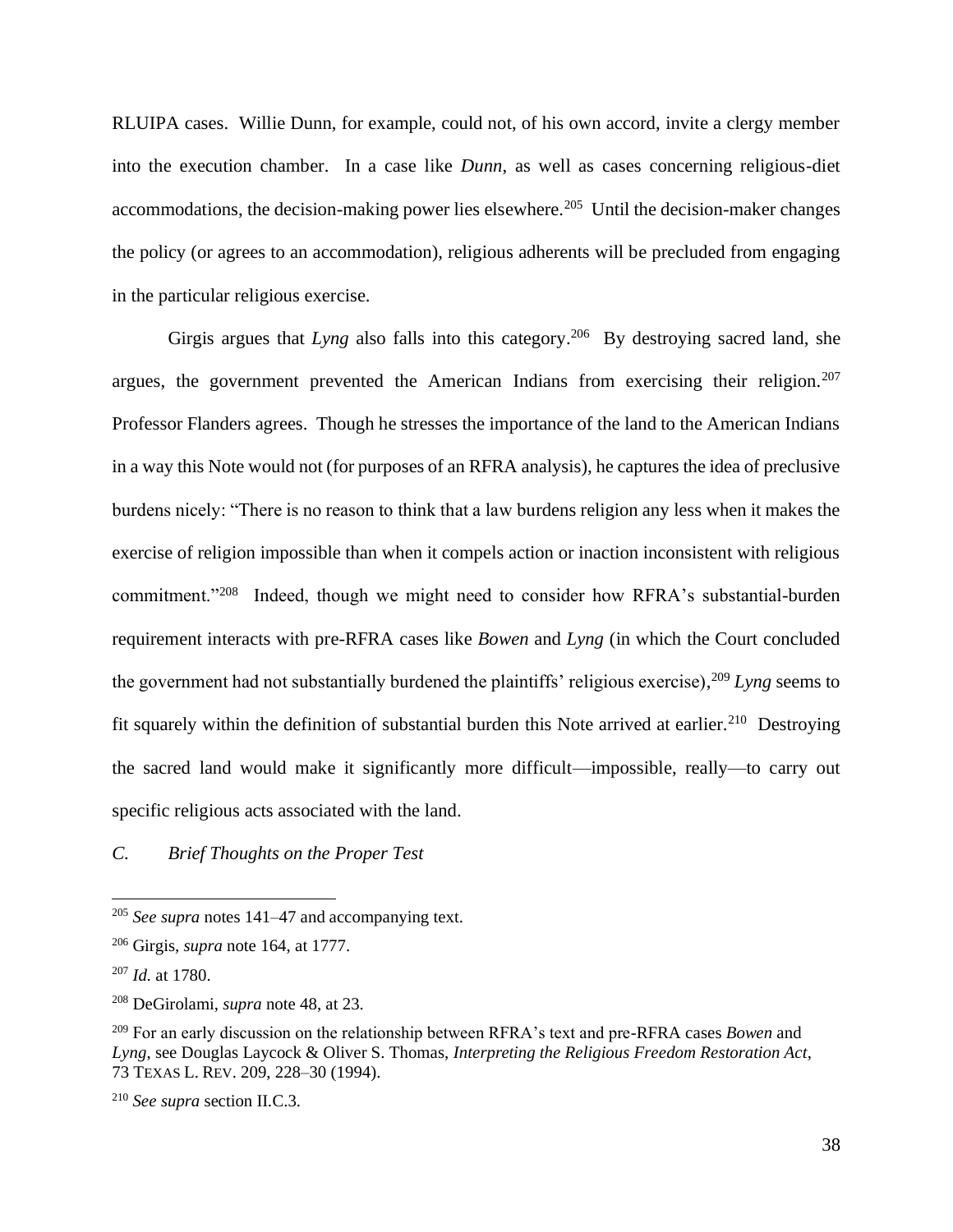RLUIPA cases. Willie Dunn, for example, could not, of his own accord, invite a clergy member into the execution chamber. In a case like *Dunn*, as well as cases concerning religious-diet accommodations, the decision-making power lies elsewhere.[205] Until the decision-maker changes the policy (or agrees to an accommodation), religious adherents will be precluded from engaging in the particular religious exercise.

Girgis argues that *Lyng* also falls into this category.[206] By destroying sacred land, she argues, the government prevented the American Indians from exercising their religion.[207] Professor Flanders agrees. Though he stresses the importance of the land to the American Indians in a way this Note would not (for purposes of an RFRA analysis), he captures the idea of preclusive burdens nicely: "There is no reason to think that a law burdens religion any less when it makes the exercise of religion impossible than when it compels action or inaction inconsistent with religious commitment."[208] Indeed, though we might need to consider how RFRA's substantial-burden requirement interacts with pre-RFRA cases like *Bowen* and *Lyng* (in which the Court concluded the government had not substantially burdened the plaintiffs' religious exercise),[209] *Lyng* seems to fit squarely within the definition of substantial burden this Note arrived at earlier.[210] Destroying the sacred land would make it significantly more difficult—impossible, really—to carry out specific religious acts associated with the land.

### *C. Brief Thoughts on the Proper Test*

---

[205] *See supra* notes 141–47 and accompanying text.

[206] Girgis, *supra* note 164, at 1777.

[207] *Id.* at 1780.

[208] DeGirolami, *supra* note 48, at 23.

[209] For an early discussion on the relationship between RFRA's text and pre-RFRA cases *Bowen* and *Lyng*, see Douglas Laycock & Oliver S. Thomas, *Interpreting the Religious Freedom Restoration Act*, 73 TEXAS L. REV. 209, 228–30 (1994).

[210] *See supra* section II.C.3.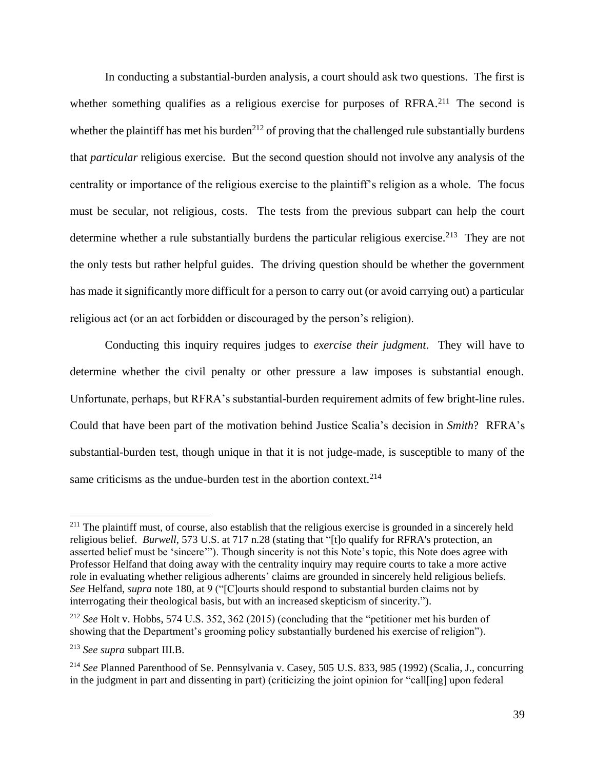In conducting a substantial-burden analysis, a court should ask two questions. The first is whether something qualifies as a religious exercise for purposes of RFRA.[211] The second is whether the plaintiff has met his burden[212] of proving that the challenged rule substantially burdens that *particular* religious exercise. But the second question should not involve any analysis of the centrality or importance of the religious exercise to the plaintiff's religion as a whole. The focus must be secular, not religious, costs. The tests from the previous subpart can help the court determine whether a rule substantially burdens the particular religious exercise.[213] They are not the only tests but rather helpful guides. The driving question should be whether the government has made it significantly more difficult for a person to carry out (or avoid carrying out) a particular religious act (or an act forbidden or discouraged by the person's religion).

Conducting this inquiry requires judges to *exercise their judgment*. They will have to determine whether the civil penalty or other pressure a law imposes is substantial enough. Unfortunate, perhaps, but RFRA's substantial-burden requirement admits of few bright-line rules. Could that have been part of the motivation behind Justice Scalia's decision in *Smith*? RFRA's substantial-burden test, though unique in that it is not judge-made, is susceptible to many of the same criticisms as the undue-burden test in the abortion context.[214]

---

[211] The plaintiff must, of course, also establish that the religious exercise is grounded in a sincerely held religious belief. *Burwell*, 573 U.S. at 717 n.28 (stating that "[t]o qualify for RFRA's protection, an asserted belief must be 'sincere'"). Though sincerity is not this Note's topic, this Note does agree with Professor Helfand that doing away with the centrality inquiry may require courts to take a more active role in evaluating whether religious adherents' claims are grounded in sincerely held religious beliefs. *See* Helfand, *supra* note 180, at 9 ("[C]ourts should respond to substantial burden claims not by interrogating their theological basis, but with an increased skepticism of sincerity.").

[212] *See* Holt v. Hobbs, 574 U.S. 352, 362 (2015) (concluding that the "petitioner met his burden of showing that the Department's grooming policy substantially burdened his exercise of religion").

[213] *See supra* subpart III.B.

[214] *See* Planned Parenthood of Se. Pennsylvania v. Casey, 505 U.S. 833, 985 (1992) (Scalia, J., concurring in the judgment in part and dissenting in part) (criticizing the joint opinion for "call[ing] upon federal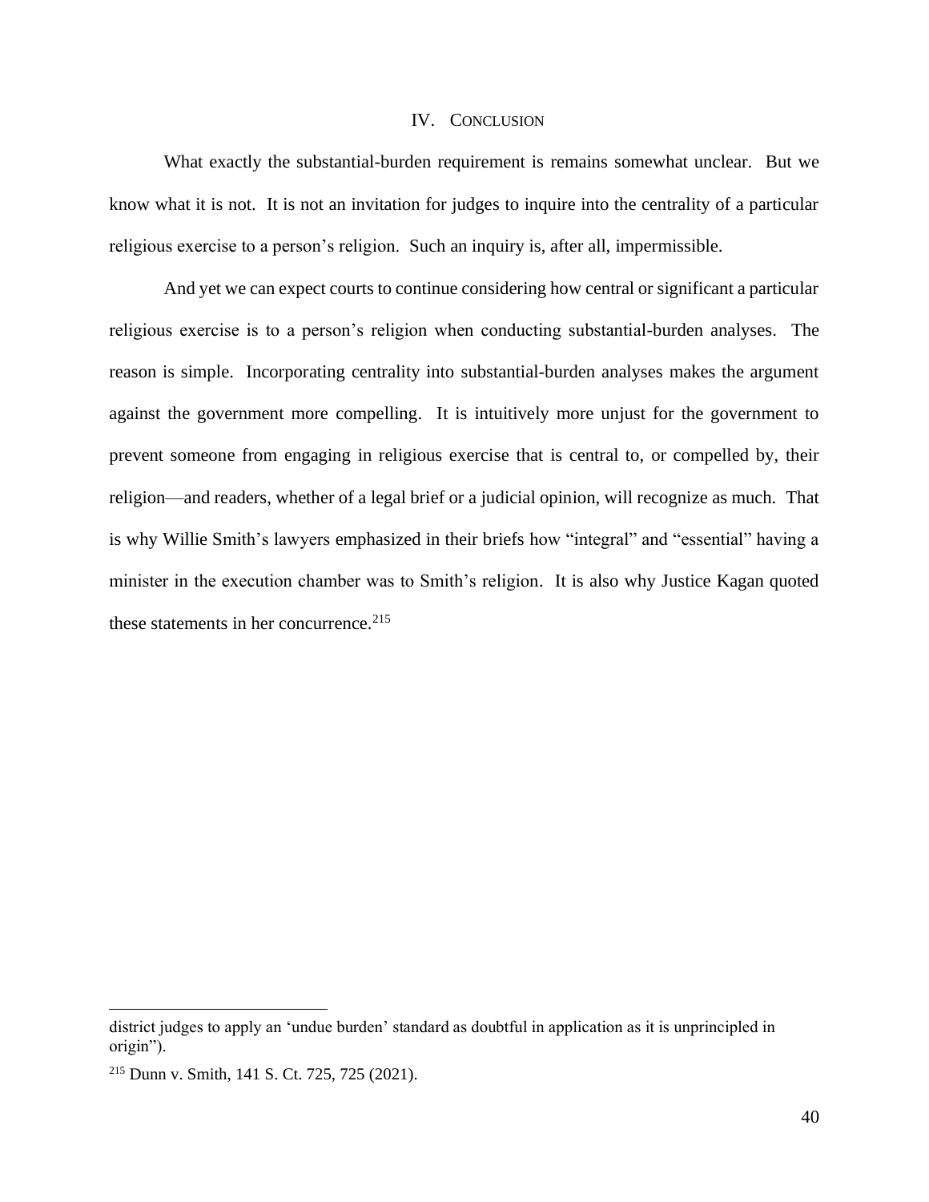## IV. CONCLUSION

What exactly the substantial-burden requirement is remains somewhat unclear. But we know what it is not. It is not an invitation for judges to inquire into the centrality of a particular religious exercise to a person's religion. Such an inquiry is, after all, impermissible.

And yet we can expect courts to continue considering how central or significant a particular religious exercise is to a person's religion when conducting substantial-burden analyses. The reason is simple. Incorporating centrality into substantial-burden analyses makes the argument against the government more compelling. It is intuitively more unjust for the government to prevent someone from engaging in religious exercise that is central to, or compelled by, their religion—and readers, whether of a legal brief or a judicial opinion, will recognize as much. That is why Willie Smith's lawyers emphasized in their briefs how "integral" and "essential" having a minister in the execution chamber was to Smith's religion. It is also why Justice Kagan quoted these statements in her concurrence.[215]

---

district judges to apply an 'undue burden' standard as doubtful in application as it is unprincipled in origin").

[215] Dunn v. Smith, 141 S. Ct. 725, 725 (2021).